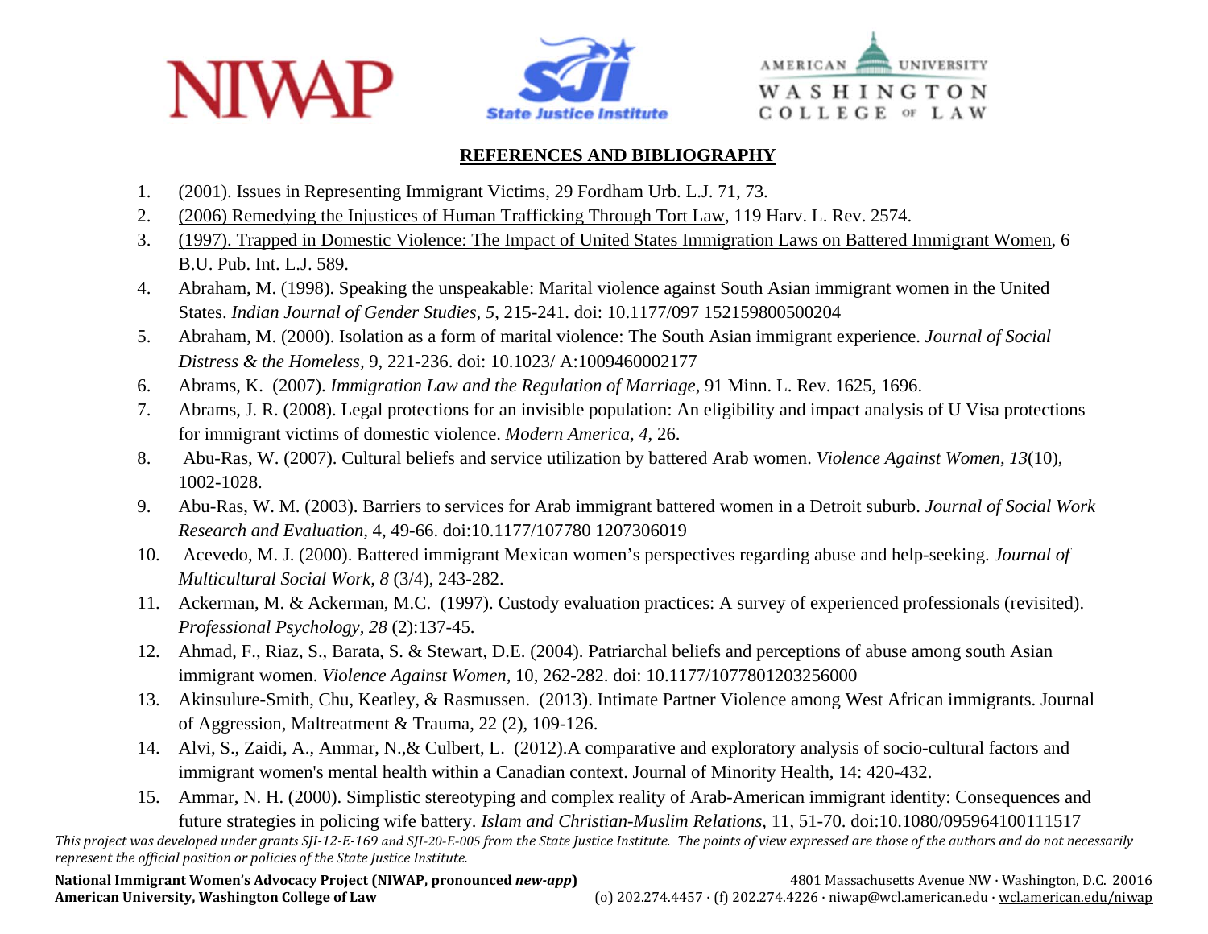NIWAP | State Justice Institute | American University Washington College of Law

## REFERENCES AND BIBLIOGRAPHY

1. (2001). Issues in Representing Immigrant Victims, 29 Fordham Urb. L.J. 71, 73.
2. (2006) Remedying the Injustices of Human Trafficking Through Tort Law, 119 Harv. L. Rev. 2574.
3. (1997). Trapped in Domestic Violence: The Impact of United States Immigration Laws on Battered Immigrant Women, 6 B.U. Pub. Int. L.J. 589.
4. Abraham, M. (1998). Speaking the unspeakable: Marital violence against South Asian immigrant women in the United States. *Indian Journal of Gender Studies, 5*, 215-241. doi: 10.1177/097 152159800500204
5. Abraham, M. (2000). Isolation as a form of marital violence: The South Asian immigrant experience. *Journal of Social Distress & the Homeless,* 9, 221-236. doi: 10.1023/ A:1009460002177
6. Abrams, K. (2007). *Immigration Law and the Regulation of Marriage*, 91 Minn. L. Rev. 1625, 1696.
7. Abrams, J. R. (2008). Legal protections for an invisible population: An eligibility and impact analysis of U Visa protections for immigrant victims of domestic violence. *Modern America, 4,* 26.
8. Abu-Ras, W. (2007). Cultural beliefs and service utilization by battered Arab women. *Violence Against Women, 13*(10), 1002-1028.
9. Abu-Ras, W. M. (2003). Barriers to services for Arab immigrant battered women in a Detroit suburb. *Journal of Social Work Research and Evaluation,* 4, 49-66. doi:10.1177/107780 1207306019
10. Acevedo, M. J. (2000). Battered immigrant Mexican women's perspectives regarding abuse and help-seeking. *Journal of Multicultural Social Work, 8* (3/4), 243-282.
11. Ackerman, M. & Ackerman, M.C. (1997). Custody evaluation practices: A survey of experienced professionals (revisited). *Professional Psychology, 28* (2):137-45.
12. Ahmad, F., Riaz, S., Barata, S. & Stewart, D.E. (2004). Patriarchal beliefs and perceptions of abuse among south Asian immigrant women. *Violence Against Women,* 10, 262-282. doi: 10.1177/1077801203256000
13. Akinsulure-Smith, Chu, Keatley, & Rasmussen. (2013). Intimate Partner Violence among West African immigrants. Journal of Aggression, Maltreatment & Trauma, 22 (2), 109-126.
14. Alvi, S., Zaidi, A., Ammar, N.,& Culbert, L. (2012).A comparative and exploratory analysis of socio-cultural factors and immigrant women's mental health within a Canadian context. Journal of Minority Health, 14: 420-432.
15. Ammar, N. H. (2000). Simplistic stereotyping and complex reality of Arab-American immigrant identity: Consequences and future strategies in policing wife battery. *Islam and Christian-Muslim Relations,* 11, 51-70. doi:10.1080/095964100111517

*This project was developed under grants SJI-12-E-169 and SJI-20-E-005 from the State Justice Institute. The points of view expressed are those of the authors and do not necessarily represent the official position or policies of the State Justice Institute.*

**National Immigrant Women's Advocacy Project (NIWAP, pronounced *new-app*)**
**American University, Washington College of Law**

4801 Massachusetts Avenue NW · Washington, D.C. 20016
(o) 202.274.4457 · (f) 202.274.4226 · niwap@wcl.american.edu · wcl.american.edu/niwap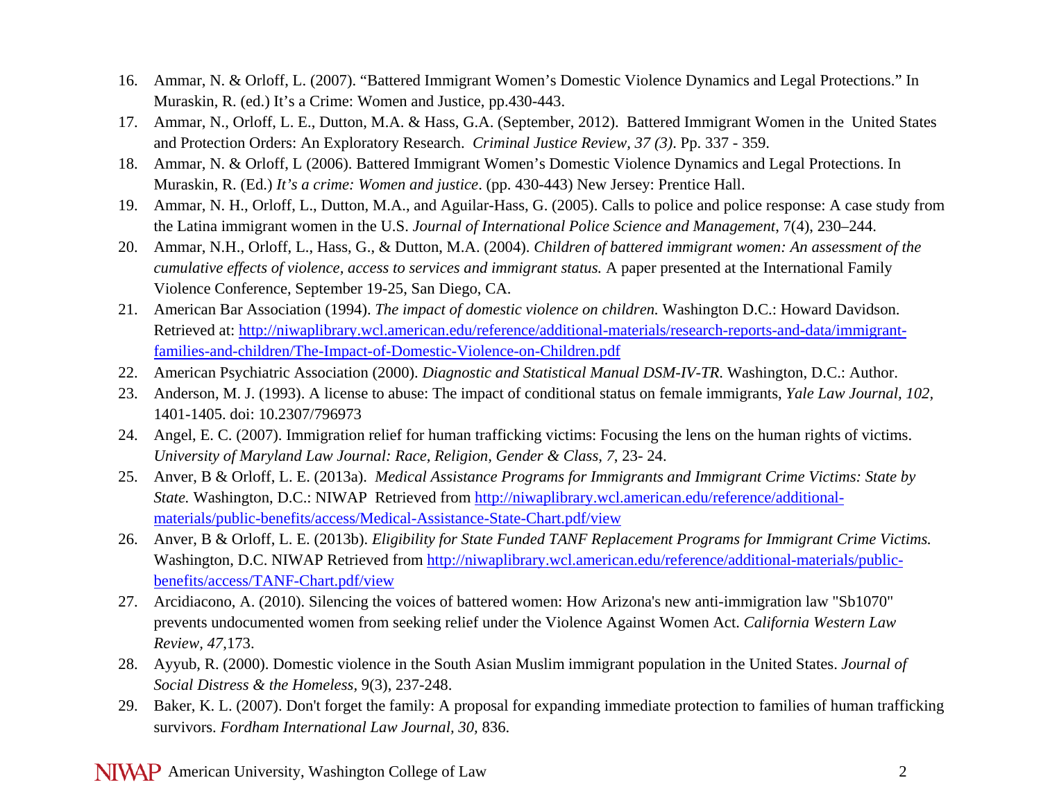16. Ammar, N. & Orloff, L. (2007). "Battered Immigrant Women's Domestic Violence Dynamics and Legal Protections." In Muraskin, R. (ed.) It's a Crime: Women and Justice, pp.430-443.
17. Ammar, N., Orloff, L. E., Dutton, M.A. & Hass, G.A. (September, 2012). Battered Immigrant Women in the United States and Protection Orders: An Exploratory Research. *Criminal Justice Review, 37 (3)*. Pp. 337 - 359.
18. Ammar, N. & Orloff, L (2006). Battered Immigrant Women's Domestic Violence Dynamics and Legal Protections. In Muraskin, R. (Ed.) *It's a crime: Women and justice*. (pp. 430-443) New Jersey: Prentice Hall.
19. Ammar, N. H., Orloff, L., Dutton, M.A., and Aguilar-Hass, G. (2005). Calls to police and police response: A case study from the Latina immigrant women in the U.S. *Journal of International Police Science and Management*, 7(4), 230–244.
20. Ammar, N.H., Orloff, L., Hass, G., & Dutton, M.A. (2004). *Children of battered immigrant women: An assessment of the cumulative effects of violence, access to services and immigrant status.* A paper presented at the International Family Violence Conference, September 19-25, San Diego, CA.
21. American Bar Association (1994). *The impact of domestic violence on children.* Washington D.C.: Howard Davidson. Retrieved at: [http://niwaplibrary.wcl.american.edu/reference/additional-materials/research-reports-and-data/immigrant-families-and-children/The-Impact-of-Domestic-Violence-on-Children.pdf](http://niwaplibrary.wcl.american.edu/reference/additional-materials/research-reports-and-data/immigrant-families-and-children/The-Impact-of-Domestic-Violence-on-Children.pdf)
22. American Psychiatric Association (2000). *Diagnostic and Statistical Manual DSM-IV-TR*. Washington, D.C.: Author.
23. Anderson, M. J. (1993). A license to abuse: The impact of conditional status on female immigrants, *Yale Law Journal, 102,* 1401-1405. doi: 10.2307/796973
24. Angel, E. C. (2007). Immigration relief for human trafficking victims: Focusing the lens on the human rights of victims. *University of Maryland Law Journal: Race, Religion, Gender & Class, 7*, 23- 24.
25. Anver, B & Orloff, L. E. (2013a). *Medical Assistance Programs for Immigrants and Immigrant Crime Victims: State by State.* Washington, D.C.: NIWAP Retrieved from [http://niwaplibrary.wcl.american.edu/reference/additional-materials/public-benefits/access/Medical-Assistance-State-Chart.pdf/view](http://niwaplibrary.wcl.american.edu/reference/additional-materials/public-benefits/access/Medical-Assistance-State-Chart.pdf/view)
26. Anver, B & Orloff, L. E. (2013b). *Eligibility for State Funded TANF Replacement Programs for Immigrant Crime Victims.* Washington, D.C. NIWAP Retrieved from [http://niwaplibrary.wcl.american.edu/reference/additional-materials/public-benefits/access/TANF-Chart.pdf/view](http://niwaplibrary.wcl.american.edu/reference/additional-materials/public-benefits/access/TANF-Chart.pdf/view)
27. Arcidiacono, A. (2010). Silencing the voices of battered women: How Arizona's new anti-immigration law "Sb1070" prevents undocumented women from seeking relief under the Violence Against Women Act. *California Western Law Review*, *47*,173.
28. Ayyub, R. (2000). Domestic violence in the South Asian Muslim immigrant population in the United States. *Journal of Social Distress & the Homeless*, 9(3), 237-248.
29. Baker, K. L. (2007). Don't forget the family: A proposal for expanding immediate protection to families of human trafficking survivors. *Fordham International Law Journal, 30,* 836.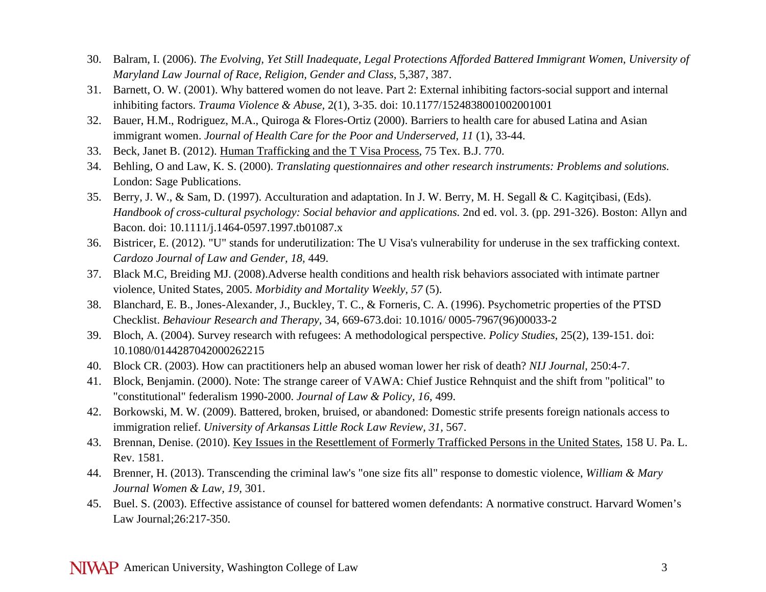30. Balram, I. (2006). *The Evolving, Yet Still Inadequate, Legal Protections Afforded Battered Immigrant Women*, *University of Maryland Law Journal of Race, Religion, Gender and Class,* 5,387, 387.
31. Barnett, O. W. (2001). Why battered women do not leave. Part 2: External inhibiting factors-social support and internal inhibiting factors. *Trauma Violence & Abuse,* 2(1), 3-35. doi: 10.1177/1524838001002001001
32. Bauer, H.M., Rodriguez, M.A., Quiroga & Flores-Ortiz (2000). Barriers to health care for abused Latina and Asian immigrant women. *Journal of Health Care for the Poor and Underserved, 11* (1), 33-44.
33. Beck, Janet B. (2012). Human Trafficking and the T Visa Process, 75 Tex. B.J. 770.
34. Behling, O and Law, K. S. (2000). *Translating questionnaires and other research instruments: Problems and solutions.* London: Sage Publications.
35. Berry, J. W., & Sam, D. (1997). Acculturation and adaptation. In J. W. Berry, M. H. Segall & C. Kagitçibasi, (Eds). *Handbook of cross-cultural psychology: Social behavior and applications.* 2nd ed. vol. 3. (pp. 291-326). Boston: Allyn and Bacon. doi: 10.1111/j.1464-0597.1997.tb01087.x
36. Bistricer, E. (2012). "U" stands for underutilization: The U Visa's vulnerability for underuse in the sex trafficking context. *Cardozo Journal of Law and Gender, 18,* 449.
37. Black M.C, Breiding MJ. (2008).Adverse health conditions and health risk behaviors associated with intimate partner violence, United States, 2005. *Morbidity and Mortality Weekly, 57* (5).
38. Blanchard, E. B., Jones-Alexander, J., Buckley, T. C., & Forneris, C. A. (1996). Psychometric properties of the PTSD Checklist. *Behaviour Research and Therapy,* 34, 669-673.doi: 10.1016/ 0005-7967(96)00033-2
39. Bloch, A. (2004). Survey research with refugees: A methodological perspective. *Policy Studies*, 25(2), 139-151. doi: 10.1080/0144287042000262215
40. Block CR. (2003). How can practitioners help an abused woman lower her risk of death? *NIJ Journal*, 250:4-7.
41. Block, Benjamin. (2000). Note: The strange career of VAWA: Chief Justice Rehnquist and the shift from "political" to "constitutional" federalism 1990-2000. *Journal of Law & Policy, 16,* 499.
42. Borkowski, M. W. (2009). Battered, broken, bruised, or abandoned: Domestic strife presents foreign nationals access to immigration relief. *University of Arkansas Little Rock Law Review, 31,* 567.
43. Brennan, Denise. (2010). Key Issues in the Resettlement of Formerly Trafficked Persons in the United States, 158 U. Pa. L. Rev. 1581.
44. Brenner, H. (2013). Transcending the criminal law's "one size fits all" response to domestic violence, *William & Mary Journal Women & Law, 19,* 301.
45. Buel. S. (2003). Effective assistance of counsel for battered women defendants: A normative construct. Harvard Women's Law Journal;26:217-350.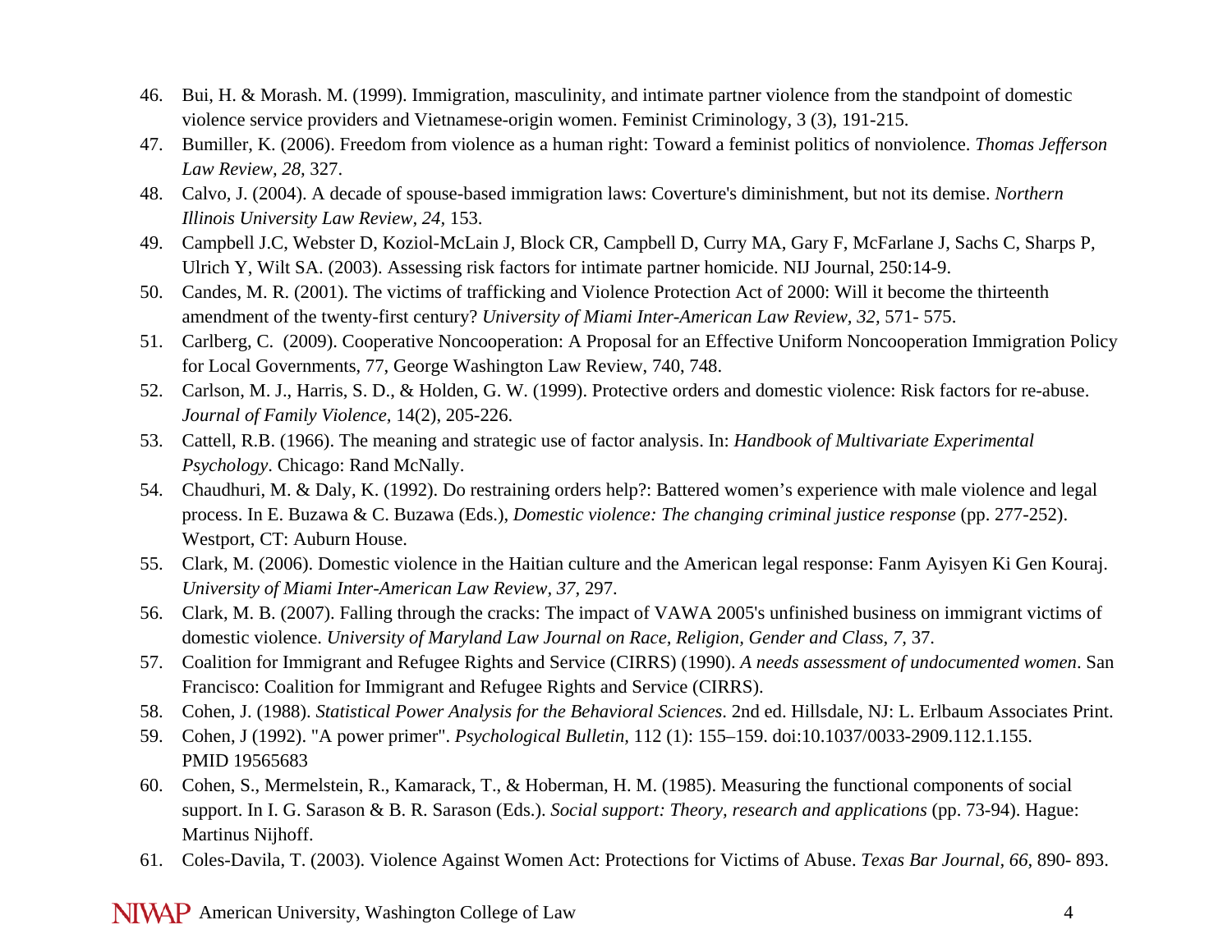46. Bui, H. & Morash. M. (1999). Immigration, masculinity, and intimate partner violence from the standpoint of domestic violence service providers and Vietnamese-origin women. Feminist Criminology, 3 (3), 191-215.
47. Bumiller, K. (2006). Freedom from violence as a human right: Toward a feminist politics of nonviolence. *Thomas Jefferson Law Review, 28,* 327.
48. Calvo, J. (2004). A decade of spouse-based immigration laws: Coverture's diminishment, but not its demise. *Northern Illinois University Law Review, 24,* 153.
49. Campbell J.C, Webster D, Koziol-McLain J, Block CR, Campbell D, Curry MA, Gary F, McFarlane J, Sachs C, Sharps P, Ulrich Y, Wilt SA. (2003). Assessing risk factors for intimate partner homicide. NIJ Journal, 250:14-9.
50. Candes, M. R. (2001). The victims of trafficking and Violence Protection Act of 2000: Will it become the thirteenth amendment of the twenty-first century? *University of Miami Inter-American Law Review, 32,* 571- 575.
51. Carlberg, C. (2009). Cooperative Noncooperation: A Proposal for an Effective Uniform Noncooperation Immigration Policy for Local Governments, 77, George Washington Law Review, 740, 748.
52. Carlson, M. J., Harris, S. D., & Holden, G. W. (1999). Protective orders and domestic violence: Risk factors for re-abuse. *Journal of Family Violence,* 14(2), 205-226.
53. Cattell, R.B. (1966). The meaning and strategic use of factor analysis. In: *Handbook of Multivariate Experimental Psychology*. Chicago: Rand McNally.
54. Chaudhuri, M. & Daly, K. (1992). Do restraining orders help?: Battered women's experience with male violence and legal process. In E. Buzawa & C. Buzawa (Eds.), *Domestic violence: The changing criminal justice response* (pp. 277-252). Westport, CT: Auburn House.
55. Clark, M. (2006). Domestic violence in the Haitian culture and the American legal response: Fanm Ayisyen Ki Gen Kouraj. *University of Miami Inter-American Law Review, 37,* 297.
56. Clark, M. B. (2007). Falling through the cracks: The impact of VAWA 2005's unfinished business on immigrant victims of domestic violence. *University of Maryland Law Journal on Race, Religion, Gender and Class, 7,* 37.
57. Coalition for Immigrant and Refugee Rights and Service (CIRRS) (1990). *A needs assessment of undocumented women*. San Francisco: Coalition for Immigrant and Refugee Rights and Service (CIRRS).
58. Cohen, J. (1988). *Statistical Power Analysis for the Behavioral Sciences*. 2nd ed. Hillsdale, NJ: L. Erlbaum Associates Print.
59. Cohen, J (1992). "A power primer". *Psychological Bulletin,* 112 (1): 155–159. doi:10.1037/0033-2909.112.1.155. PMID 19565683
60. Cohen, S., Mermelstein, R., Kamarack, T., & Hoberman, H. M. (1985). Measuring the functional components of social support. In I. G. Sarason & B. R. Sarason (Eds.). *Social support: Theory, research and applications* (pp. 73-94). Hague: Martinus Nijhoff.
61. Coles-Davila, T. (2003). Violence Against Women Act: Protections for Victims of Abuse. *Texas Bar Journal, 66,* 890- 893.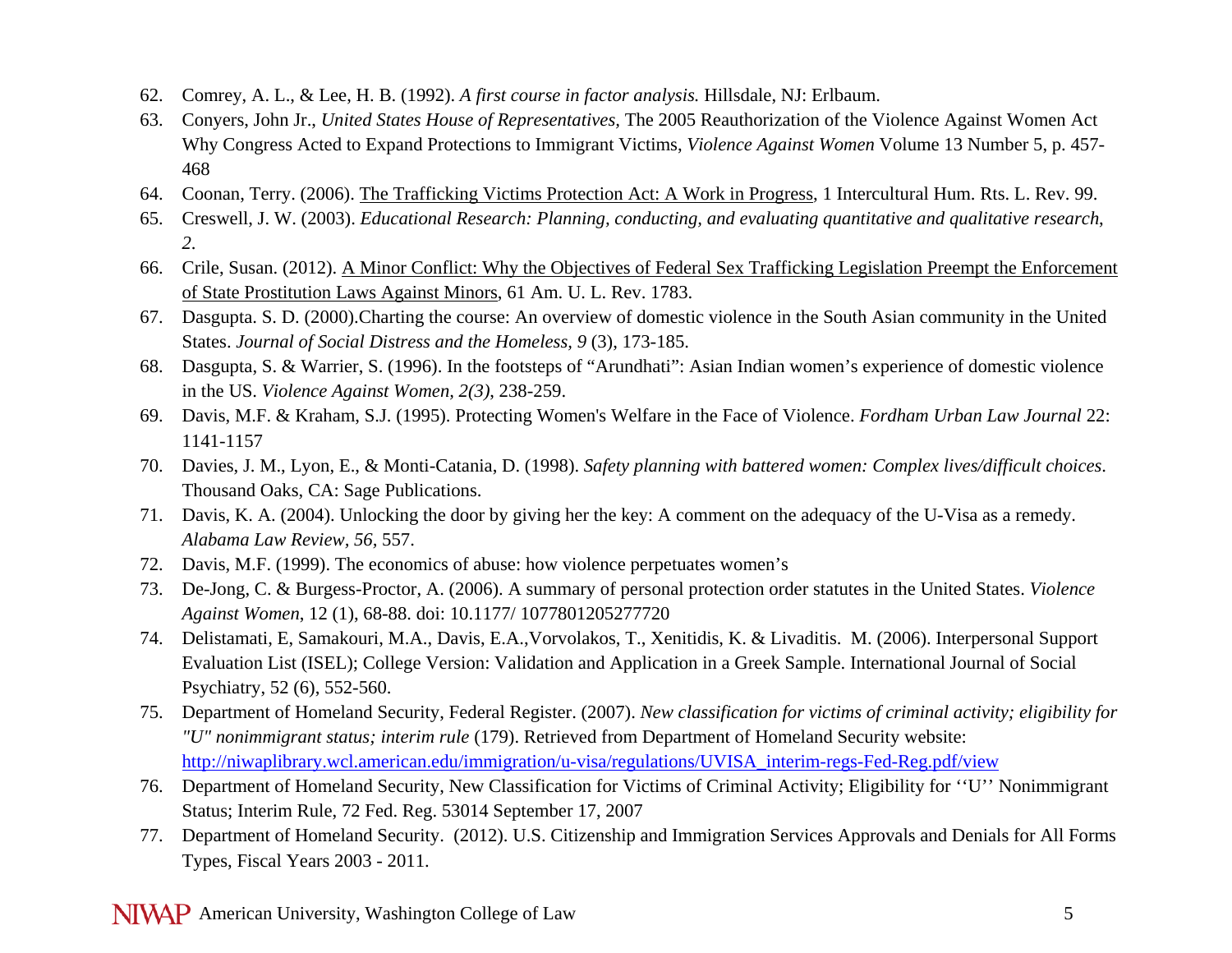62. Comrey, A. L., & Lee, H. B. (1992). *A first course in factor analysis.* Hillsdale, NJ: Erlbaum.
63. Conyers, John Jr., *United States House of Representatives,* The 2005 Reauthorization of the Violence Against Women Act Why Congress Acted to Expand Protections to Immigrant Victims, *Violence Against Women* Volume 13 Number 5, p. 457-468
64. Coonan, Terry. (2006). <u>The Trafficking Victims Protection Act: A Work in Progress</u>, 1 Intercultural Hum. Rts. L. Rev. 99.
65. Creswell, J. W. (2003). *Educational Research: Planning, conducting, and evaluating quantitative and qualitative research, 2*.
66. Crile, Susan. (2012). <u>A Minor Conflict: Why the Objectives of Federal Sex Trafficking Legislation Preempt the Enforcement of State Prostitution Laws Against Minors</u>, 61 Am. U. L. Rev. 1783.
67. Dasgupta. S. D. (2000).Charting the course: An overview of domestic violence in the South Asian community in the United States. *Journal of Social Distress and the Homeless, 9* (3), 173-185.
68. Dasgupta, S. & Warrier, S. (1996). In the footsteps of "Arundhati": Asian Indian women's experience of domestic violence in the US. *Violence Against Women, 2(3)*, 238-259.
69. Davis, M.F. & Kraham, S.J. (1995). Protecting Women's Welfare in the Face of Violence. *Fordham Urban Law Journal* 22: 1141-1157
70. Davies, J. M., Lyon, E., & Monti-Catania, D. (1998). *Safety planning with battered women: Complex lives/difficult choices*. Thousand Oaks, CA: Sage Publications.
71. Davis, K. A. (2004). Unlocking the door by giving her the key: A comment on the adequacy of the U-Visa as a remedy. *Alabama Law Review, 56*, 557.
72. Davis, M.F. (1999). The economics of abuse: how violence perpetuates women's
73. De-Jong, C. & Burgess-Proctor, A. (2006). A summary of personal protection order statutes in the United States. *Violence Against Women*, 12 (1), 68-88. doi: 10.1177/ 1077801205277720
74. Delistamati, E, Samakouri, M.A., Davis, E.A.,Vorvolakos, T., Xenitidis, K. & Livaditis. M. (2006). Interpersonal Support Evaluation List (ISEL); College Version: Validation and Application in a Greek Sample. International Journal of Social Psychiatry, 52 (6), 552-560.
75. Department of Homeland Security, Federal Register. (2007). *New classification for victims of criminal activity; eligibility for "U" nonimmigrant status; interim rule* (179). Retrieved from Department of Homeland Security website: http://niwaplibrary.wcl.american.edu/immigration/u-visa/regulations/UVISA_interim-regs-Fed-Reg.pdf/view
76. Department of Homeland Security, New Classification for Victims of Criminal Activity; Eligibility for ''U'' Nonimmigrant Status; Interim Rule, 72 Fed. Reg. 53014 September 17, 2007
77. Department of Homeland Security. (2012). U.S. Citizenship and Immigration Services Approvals and Denials for All Forms Types, Fiscal Years 2003 - 2011.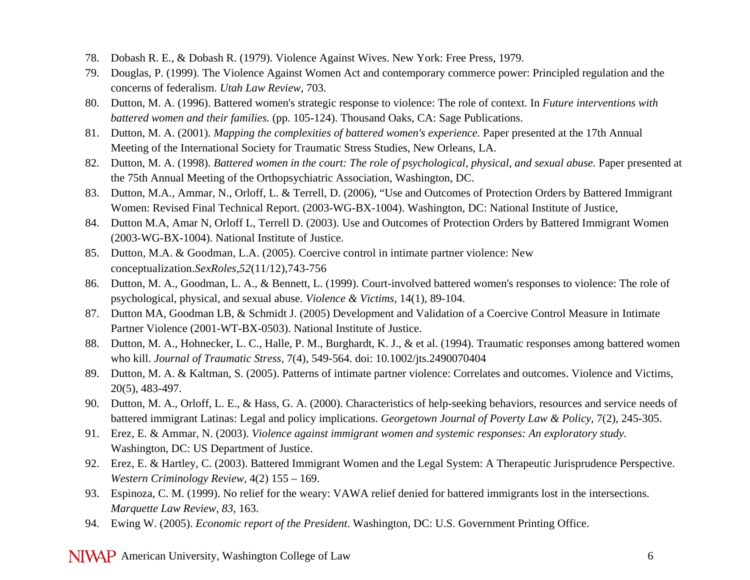78. Dobash R. E., & Dobash R. (1979). Violence Against Wives. New York: Free Press, 1979.
79. Douglas, P. (1999). The Violence Against Women Act and contemporary commerce power: Principled regulation and the concerns of federalism. *Utah Law Review*, 703.
80. Dutton, M. A. (1996). Battered women's strategic response to violence: The role of context. In *Future interventions with battered women and their families.* (pp. 105-124). Thousand Oaks, CA: Sage Publications.
81. Dutton, M. A. (2001). *Mapping the complexities of battered women's experience.* Paper presented at the 17th Annual Meeting of the International Society for Traumatic Stress Studies, New Orleans, LA.
82. Dutton, M. A. (1998). *Battered women in the court: The role of psychological, physical, and sexual abuse.* Paper presented at the 75th Annual Meeting of the Orthopsychiatric Association, Washington, DC.
83. Dutton, M.A., Ammar, N., Orloff, L. & Terrell, D. (2006), "Use and Outcomes of Protection Orders by Battered Immigrant Women: Revised Final Technical Report. (2003-WG-BX-1004). Washington, DC: National Institute of Justice,
84. Dutton M.A, Amar N, Orloff L, Terrell D. (2003). Use and Outcomes of Protection Orders by Battered Immigrant Women (2003-WG-BX-1004). National Institute of Justice.
85. Dutton, M.A. & Goodman, L.A. (2005). Coercive control in intimate partner violence: New conceptualization.*SexRoles*,*52*(11/12),743-756
86. Dutton, M. A., Goodman, L. A., & Bennett, L. (1999). Court-involved battered women's responses to violence: The role of psychological, physical, and sexual abuse. *Violence & Victims,* 14(1), 89-104.
87. Dutton MA, Goodman LB, & Schmidt J. (2005) Development and Validation of a Coercive Control Measure in Intimate Partner Violence (2001-WT-BX-0503). National Institute of Justice.
88. Dutton, M. A., Hohnecker, L. C., Halle, P. M., Burghardt, K. J., & et al. (1994). Traumatic responses among battered women who kill. *Journal of Traumatic Stress*, 7(4), 549-564. doi: 10.1002/jts.2490070404
89. Dutton, M. A. & Kaltman, S. (2005). Patterns of intimate partner violence: Correlates and outcomes. Violence and Victims, 20(5), 483-497.
90. Dutton, M. A., Orloff, L. E., & Hass, G. A. (2000). Characteristics of help-seeking behaviors, resources and service needs of battered immigrant Latinas: Legal and policy implications. *Georgetown Journal of Poverty Law & Policy,* 7(2), 245-305.
91. Erez, E. & Ammar, N. (2003). *Violence against immigrant women and systemic responses: An exploratory study.* Washington, DC: US Department of Justice.
92. Erez, E. & Hartley, C. (2003). Battered Immigrant Women and the Legal System: A Therapeutic Jurisprudence Perspective. *Western Criminology Review*, 4(2) 155 – 169.
93. Espinoza, C. M. (1999). No relief for the weary: VAWA relief denied for battered immigrants lost in the intersections. *Marquette Law Review, 83,* 163.
94. Ewing W. (2005). *Economic report of the President*. Washington, DC: U.S. Government Printing Office.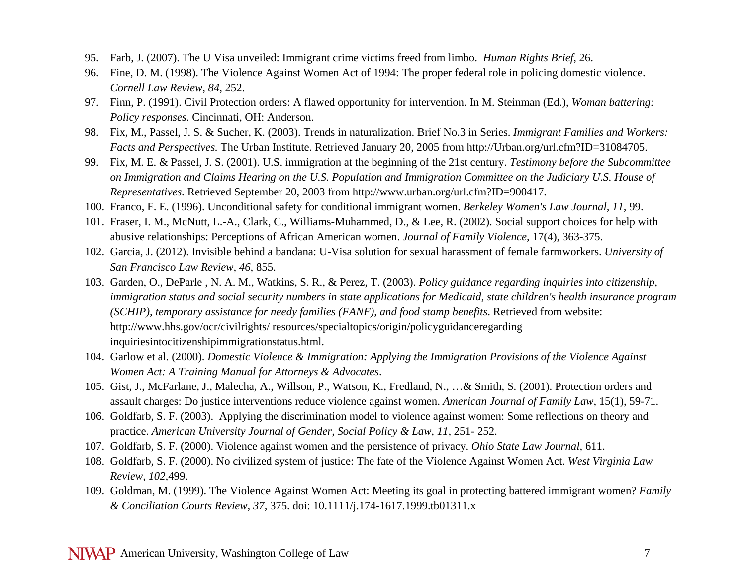95. Farb, J. (2007). The U Visa unveiled: Immigrant crime victims freed from limbo. *Human Rights Brief*, 26.
96. Fine, D. M. (1998). The Violence Against Women Act of 1994: The proper federal role in policing domestic violence. *Cornell Law Review, 84*, 252.
97. Finn, P. (1991). Civil Protection orders: A flawed opportunity for intervention. In M. Steinman (Ed.), *Woman battering: Policy responses*. Cincinnati, OH: Anderson.
98. Fix, M., Passel, J. S. & Sucher, K. (2003). Trends in naturalization. Brief No.3 in Series. *Immigrant Families and Workers: Facts and Perspectives.* The Urban Institute. Retrieved January 20, 2005 from http://Urban.org/url.cfm?ID=31084705.
99. Fix, M. E. & Passel, J. S. (2001). U.S. immigration at the beginning of the 21st century. *Testimony before the Subcommittee on Immigration and Claims Hearing on the U.S. Population and Immigration Committee on the Judiciary U.S. House of Representatives.* Retrieved September 20, 2003 from http://www.urban.org/url.cfm?ID=900417.
100. Franco, F. E. (1996). Unconditional safety for conditional immigrant women. *Berkeley Women's Law Journal, 11*, 99.
101. Fraser, I. M., McNutt, L.-A., Clark, C., Williams-Muhammed, D., & Lee, R. (2002). Social support choices for help with abusive relationships: Perceptions of African American women. *Journal of Family Violence,* 17(4), 363-375.
102. Garcia, J. (2012). Invisible behind a bandana: U-Visa solution for sexual harassment of female farmworkers. *University of San Francisco Law Review, 46*, 855.
103. Garden, O., DeParle , N. A. M., Watkins, S. R., & Perez, T. (2003). *Policy guidance regarding inquiries into citizenship, immigration status and social security numbers in state applications for Medicaid, state children's health insurance program (SCHIP), temporary assistance for needy families (FANF), and food stamp benefits*. Retrieved from website: http://www.hhs.gov/ocr/civilrights/ resources/specialtopics/origin/policyguidanceregarding inquiriesintocitizenshipimmigrationstatus.html.
104. Garlow et al. (2000). *Domestic Violence & Immigration: Applying the Immigration Provisions of the Violence Against Women Act: A Training Manual for Attorneys & Advocates*.
105. Gist, J., McFarlane, J., Malecha, A., Willson, P., Watson, K., Fredland, N., …& Smith, S. (2001). Protection orders and assault charges: Do justice interventions reduce violence against women. *American Journal of Family Law*, 15(1), 59-71.
106. Goldfarb, S. F. (2003). Applying the discrimination model to violence against women: Some reflections on theory and practice. *American University Journal of Gender, Social Policy & Law, 11*, 251- 252.
107. Goldfarb, S. F. (2000). Violence against women and the persistence of privacy. *Ohio State Law Journal,* 611.
108. Goldfarb, S. F. (2000). No civilized system of justice: The fate of the Violence Against Women Act. *West Virginia Law Review, 102*,499.
109. Goldman, M. (1999). The Violence Against Women Act: Meeting its goal in protecting battered immigrant women? *Family & Conciliation Courts Review, 37*, 375. doi: 10.1111/j.174-1617.1999.tb01311.x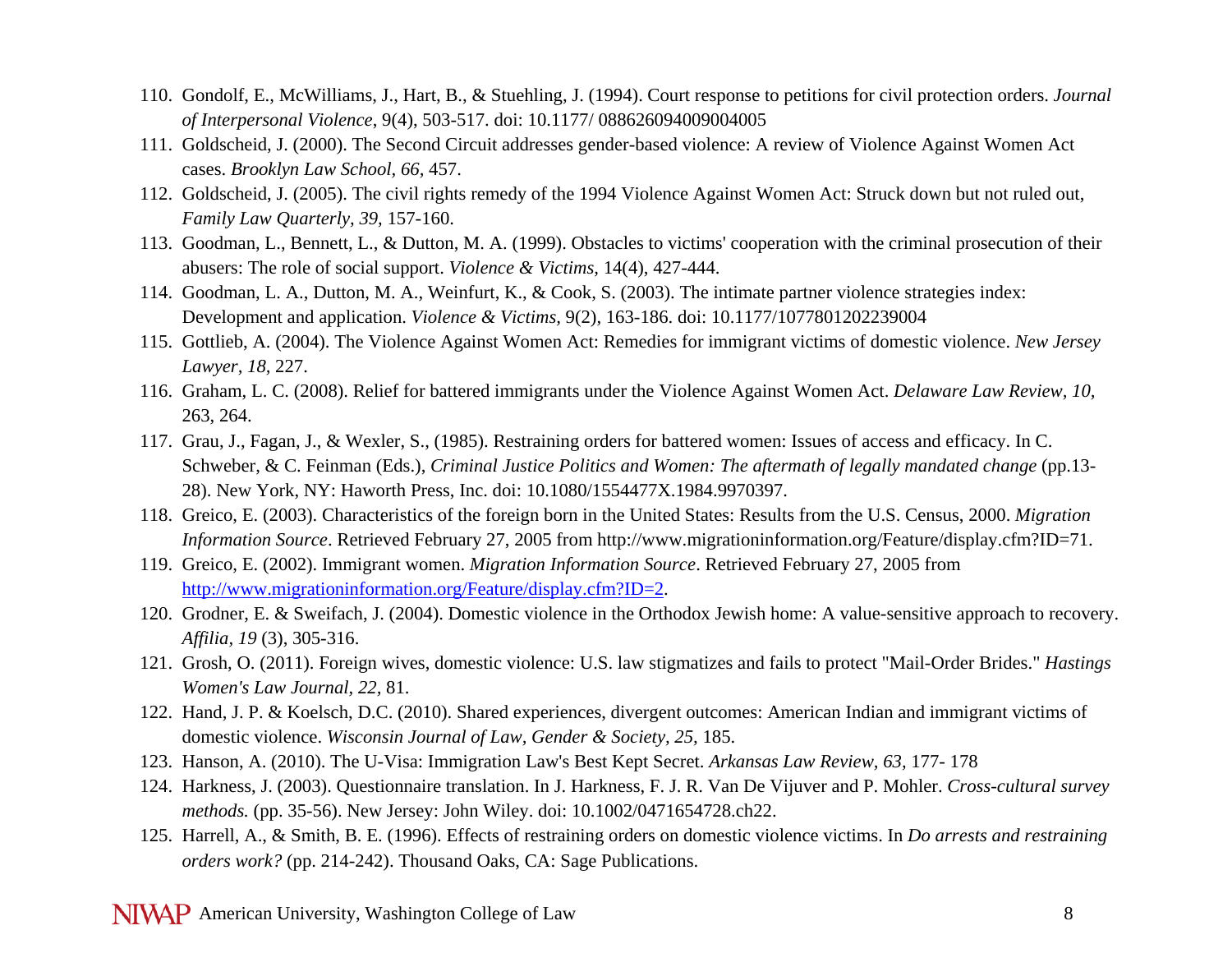110. Gondolf, E., McWilliams, J., Hart, B., & Stuehling, J. (1994). Court response to petitions for civil protection orders. *Journal of Interpersonal Violence*, 9(4), 503-517. doi: 10.1177/ 088626094009004005
111. Goldscheid, J. (2000). The Second Circuit addresses gender-based violence: A review of Violence Against Women Act cases. *Brooklyn Law School, 66*, 457.
112. Goldscheid, J. (2005). The civil rights remedy of the 1994 Violence Against Women Act: Struck down but not ruled out, *Family Law Quarterly, 39*, 157-160.
113. Goodman, L., Bennett, L., & Dutton, M. A. (1999). Obstacles to victims' cooperation with the criminal prosecution of their abusers: The role of social support. *Violence & Victims*, 14(4), 427-444.
114. Goodman, L. A., Dutton, M. A., Weinfurt, K., & Cook, S. (2003). The intimate partner violence strategies index: Development and application. *Violence & Victims,* 9(2), 163-186. doi: 10.1177/1077801202239004
115. Gottlieb, A. (2004). The Violence Against Women Act: Remedies for immigrant victims of domestic violence. *New Jersey Lawyer, 18*, 227.
116. Graham, L. C. (2008). Relief for battered immigrants under the Violence Against Women Act. *Delaware Law Review, 10,* 263, 264.
117. Grau, J., Fagan, J., & Wexler, S., (1985). Restraining orders for battered women: Issues of access and efficacy. In C. Schweber, & C. Feinman (Eds.), *Criminal Justice Politics and Women: The aftermath of legally mandated change* (pp.13-28). New York, NY: Haworth Press, Inc. doi: 10.1080/1554477X.1984.9970397.
118. Greico, E. (2003). Characteristics of the foreign born in the United States: Results from the U.S. Census, 2000. *Migration Information Source*. Retrieved February 27, 2005 from http://www.migrationinformation.org/Feature/display.cfm?ID=71.
119. Greico, E. (2002). Immigrant women. *Migration Information Source*. Retrieved February 27, 2005 from http://www.migrationinformation.org/Feature/display.cfm?ID=2.
120. Grodner, E. & Sweifach, J. (2004). Domestic violence in the Orthodox Jewish home: A value-sensitive approach to recovery. *Affilia, 19* (3), 305-316.
121. Grosh, O. (2011). Foreign wives, domestic violence: U.S. law stigmatizes and fails to protect "Mail-Order Brides." *Hastings Women's Law Journal, 22*, 81.
122. Hand, J. P. & Koelsch, D.C. (2010). Shared experiences, divergent outcomes: American Indian and immigrant victims of domestic violence. *Wisconsin Journal of Law, Gender & Society, 25*, 185.
123. Hanson, A. (2010). The U-Visa: Immigration Law's Best Kept Secret. *Arkansas Law Review, 63*, 177- 178
124. Harkness, J. (2003). Questionnaire translation. In J. Harkness, F. J. R. Van De Vijuver and P. Mohler. *Cross-cultural survey methods.* (pp. 35-56). New Jersey: John Wiley. doi: 10.1002/0471654728.ch22.
125. Harrell, A., & Smith, B. E. (1996). Effects of restraining orders on domestic violence victims. In *Do arrests and restraining orders work?* (pp. 214-242). Thousand Oaks, CA: Sage Publications.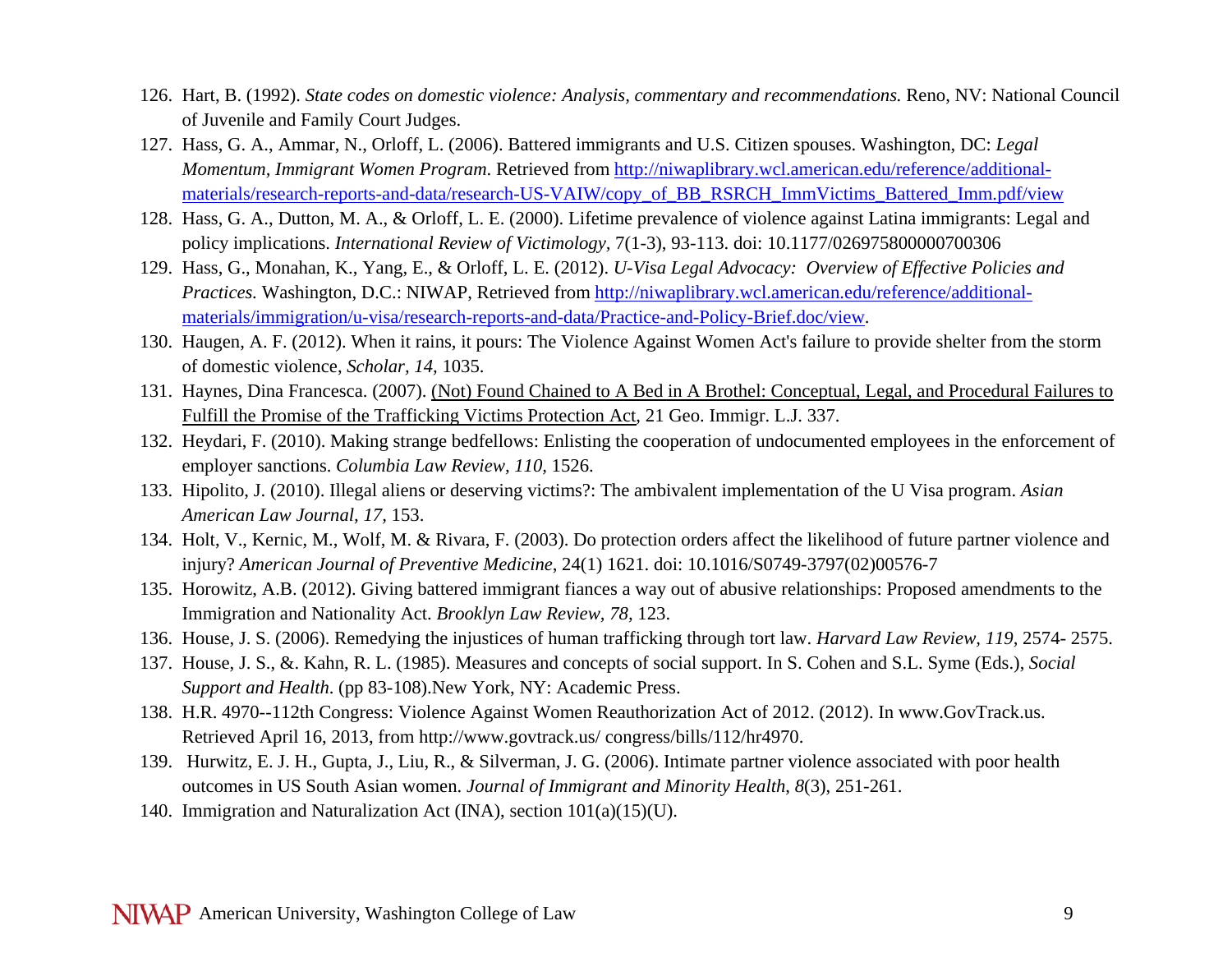126. Hart, B. (1992). *State codes on domestic violence: Analysis, commentary and recommendations.* Reno, NV: National Council of Juvenile and Family Court Judges.
127. Hass, G. A., Ammar, N., Orloff, L. (2006). Battered immigrants and U.S. Citizen spouses. Washington, DC: *Legal Momentum, Immigrant Women Program*. Retrieved from [http://niwaplibrary.wcl.american.edu/reference/additional-materials/research-reports-and-data/research-US-VAIW/copy_of_BB_RSRCH_ImmVictims_Battered_Imm.pdf/view](http://niwaplibrary.wcl.american.edu/reference/additional-materials/research-reports-and-data/research-US-VAIW/copy_of_BB_RSRCH_ImmVictims_Battered_Imm.pdf/view)
128. Hass, G. A., Dutton, M. A., & Orloff, L. E. (2000). Lifetime prevalence of violence against Latina immigrants: Legal and policy implications. *International Review of Victimology,* 7(1-3), 93-113. doi: 10.1177/026975800000700306
129. Hass, G., Monahan, K., Yang, E., & Orloff, L. E. (2012). *U-Visa Legal Advocacy: Overview of Effective Policies and Practices.* Washington, D.C.: NIWAP, Retrieved from [http://niwaplibrary.wcl.american.edu/reference/additional-materials/immigration/u-visa/research-reports-and-data/Practice-and-Policy-Brief.doc/view](http://niwaplibrary.wcl.american.edu/reference/additional-materials/immigration/u-visa/research-reports-and-data/Practice-and-Policy-Brief.doc/view).
130. Haugen, A. F. (2012). When it rains, it pours: The Violence Against Women Act's failure to provide shelter from the storm of domestic violence, *Scholar, 14*, 1035.
131. Haynes, Dina Francesca. (2007). (Not) Found Chained to A Bed in A Brothel: Conceptual, Legal, and Procedural Failures to Fulfill the Promise of the Trafficking Victims Protection Act, 21 Geo. Immigr. L.J. 337.
132. Heydari, F. (2010). Making strange bedfellows: Enlisting the cooperation of undocumented employees in the enforcement of employer sanctions. *Columbia Law Review, 110,* 1526.
133. Hipolito, J. (2010). Illegal aliens or deserving victims?: The ambivalent implementation of the U Visa program. *Asian American Law Journal, 17,* 153.
134. Holt, V., Kernic, M., Wolf, M. & Rivara, F. (2003). Do protection orders affect the likelihood of future partner violence and injury? *American Journal of Preventive Medicine*, 24(1) 1621. doi: 10.1016/S0749-3797(02)00576-7
135. Horowitz, A.B. (2012). Giving battered immigrant fiances a way out of abusive relationships: Proposed amendments to the Immigration and Nationality Act. *Brooklyn Law Review, 78,* 123.
136. House, J. S. (2006). Remedying the injustices of human trafficking through tort law. *Harvard Law Review, 119,* 2574- 2575.
137. House, J. S., &. Kahn, R. L. (1985). Measures and concepts of social support. In S. Cohen and S.L. Syme (Eds.), *Social Support and Health*. (pp 83-108).New York, NY: Academic Press.
138. H.R. 4970--112th Congress: Violence Against Women Reauthorization Act of 2012. (2012). In www.GovTrack.us. Retrieved April 16, 2013, from http://www.govtrack.us/ congress/bills/112/hr4970.
139. Hurwitz, E. J. H., Gupta, J., Liu, R., & Silverman, J. G. (2006). Intimate partner violence associated with poor health outcomes in US South Asian women. *Journal of Immigrant and Minority Health*, *8*(3), 251-261.
140. Immigration and Naturalization Act (INA), section 101(a)(15)(U).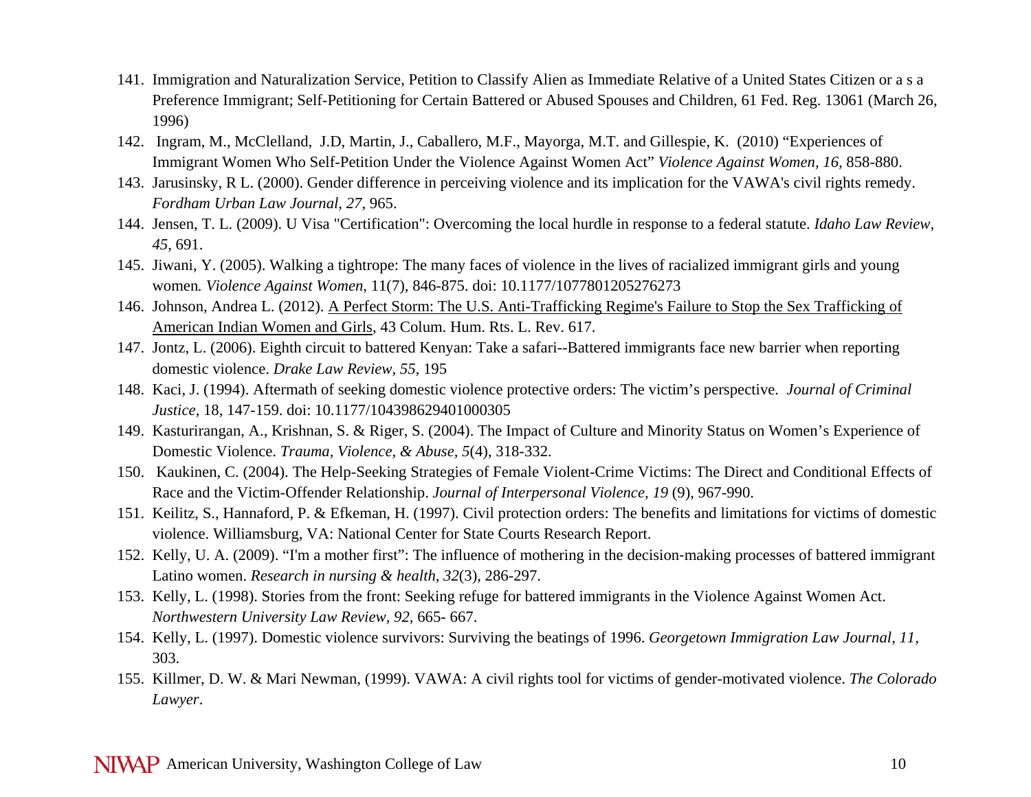141. Immigration and Naturalization Service, Petition to Classify Alien as Immediate Relative of a United States Citizen or a s a Preference Immigrant; Self-Petitioning for Certain Battered or Abused Spouses and Children, 61 Fed. Reg. 13061 (March 26, 1996)
142. Ingram, M., McClelland, J.D, Martin, J., Caballero, M.F., Mayorga, M.T. and Gillespie, K. (2010) "Experiences of Immigrant Women Who Self-Petition Under the Violence Against Women Act" *Violence Against Women, 16,* 858-880.
143. Jarusinsky, R L. (2000). Gender difference in perceiving violence and its implication for the VAWA's civil rights remedy. *Fordham Urban Law Journal, 27,* 965.
144. Jensen, T. L. (2009). U Visa "Certification": Overcoming the local hurdle in response to a federal statute. *Idaho Law Review, 45,* 691.
145. Jiwani, Y. (2005). Walking a tightrope: The many faces of violence in the lives of racialized immigrant girls and young women*. Violence Against Women*, 11(7), 846-875. doi: 10.1177/1077801205276273
146. Johnson, Andrea L. (2012). <u>A Perfect Storm: The U.S. Anti-Trafficking Regime's Failure to Stop the Sex Trafficking of American Indian Women and Girls</u>, 43 Colum. Hum. Rts. L. Rev. 617.
147. Jontz, L. (2006). Eighth circuit to battered Kenyan: Take a safari--Battered immigrants face new barrier when reporting domestic violence. *Drake Law Review, 55*, 195
148. Kaci, J. (1994). Aftermath of seeking domestic violence protective orders: The victim's perspective. *Journal of Criminal Justice*, 18, 147-159. doi: 10.1177/104398629401000305
149. Kasturirangan, A., Krishnan, S. & Riger, S. (2004). The Impact of Culture and Minority Status on Women's Experience of Domestic Violence. *Trauma, Violence, & Abuse, 5*(4), 318-332.
150. Kaukinen, C. (2004). The Help-Seeking Strategies of Female Violent-Crime Victims: The Direct and Conditional Effects of Race and the Victim-Offender Relationship. *Journal of Interpersonal Violence, 19* (9), 967-990.
151. Keilitz, S., Hannaford, P. & Efkeman, H. (1997). Civil protection orders: The benefits and limitations for victims of domestic violence. Williamsburg, VA: National Center for State Courts Research Report.
152. Kelly, U. A. (2009). "I'm a mother first": The influence of mothering in the decision-making processes of battered immigrant Latino women. *Research in nursing & health*, *32*(3), 286-297.
153. Kelly, L. (1998). Stories from the front: Seeking refuge for battered immigrants in the Violence Against Women Act. *Northwestern University Law Review, 92,* 665- 667.
154. Kelly, L. (1997). Domestic violence survivors: Surviving the beatings of 1996. *Georgetown Immigration Law Journal, 11,* 303.
155. Killmer, D. W. & Mari Newman, (1999). VAWA: A civil rights tool for victims of gender-motivated violence. *The Colorado Lawyer*.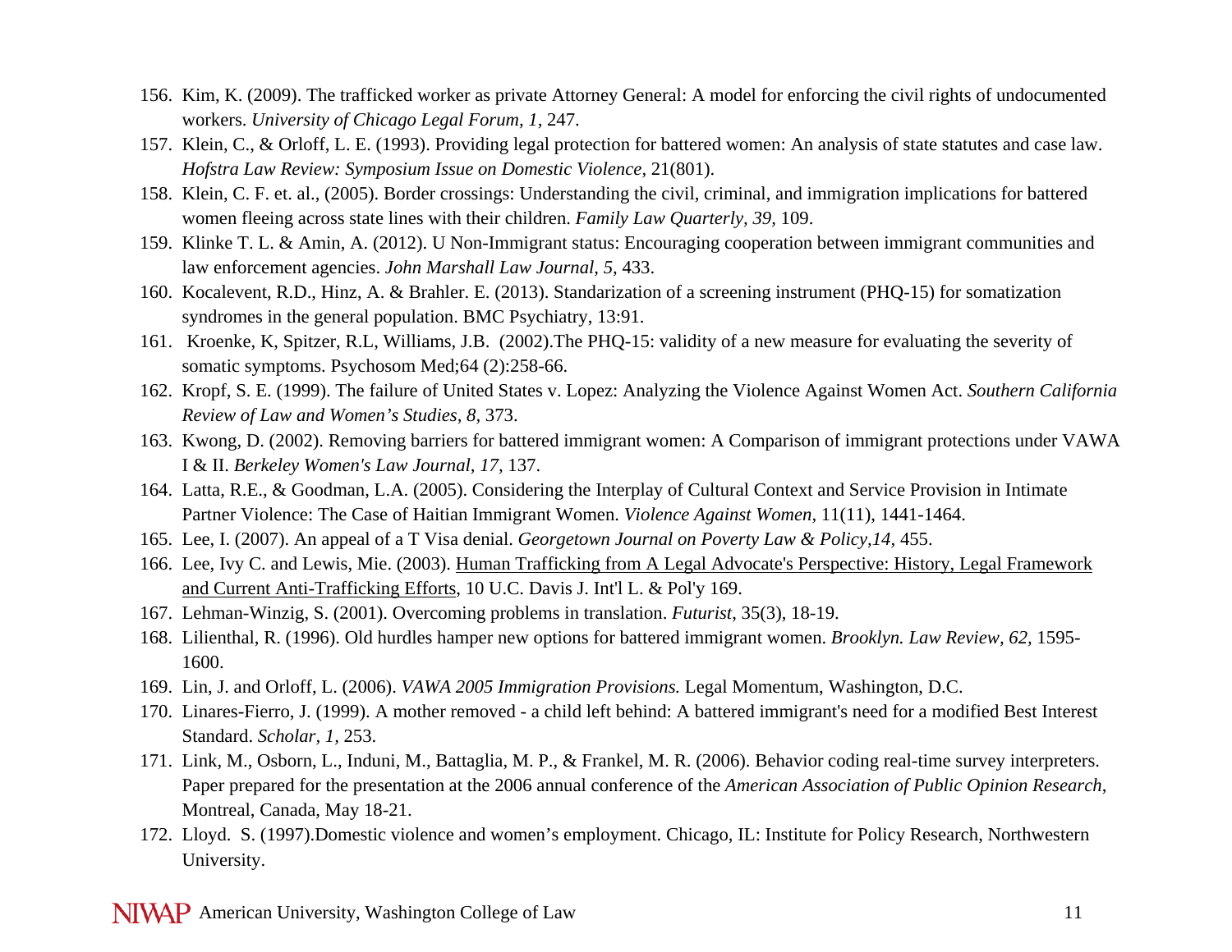156. Kim, K. (2009). The trafficked worker as private Attorney General: A model for enforcing the civil rights of undocumented workers. *University of Chicago Legal Forum, 1,* 247.
157. Klein, C., & Orloff, L. E. (1993). Providing legal protection for battered women: An analysis of state statutes and case law. *Hofstra Law Review: Symposium Issue on Domestic Violence,* 21(801).
158. Klein, C. F. et. al., (2005). Border crossings: Understanding the civil, criminal, and immigration implications for battered women fleeing across state lines with their children. *Family Law Quarterly, 39,* 109.
159. Klinke T. L. & Amin, A. (2012). U Non-Immigrant status: Encouraging cooperation between immigrant communities and law enforcement agencies. *John Marshall Law Journal, 5,* 433.
160. Kocalevent, R.D., Hinz, A. & Brahler. E. (2013). Standarization of a screening instrument (PHQ-15) for somatization syndromes in the general population. BMC Psychiatry, 13:91.
161. Kroenke, K, Spitzer, R.L, Williams, J.B. (2002).The PHQ-15: validity of a new measure for evaluating the severity of somatic symptoms. Psychosom Med;64 (2):258-66.
162. Kropf, S. E. (1999). The failure of United States v. Lopez: Analyzing the Violence Against Women Act. *Southern California Review of Law and Women's Studies, 8,* 373.
163. Kwong, D. (2002). Removing barriers for battered immigrant women: A Comparison of immigrant protections under VAWA I & II. *Berkeley Women's Law Journal, 17,* 137.
164. Latta, R.E., & Goodman, L.A. (2005). Considering the Interplay of Cultural Context and Service Provision in Intimate Partner Violence: The Case of Haitian Immigrant Women. *Violence Against Women,* 11(11), 1441-1464.
165. Lee, I. (2007). An appeal of a T Visa denial. *Georgetown Journal on Poverty Law & Policy,14,* 455.
166. Lee, Ivy C. and Lewis, Mie. (2003). Human Trafficking from A Legal Advocate's Perspective: History, Legal Framework and Current Anti-Trafficking Efforts, 10 U.C. Davis J. Int'l L. & Pol'y 169.
167. Lehman-Winzig, S. (2001). Overcoming problems in translation. *Futurist,* 35(3), 18-19.
168. Lilienthal, R. (1996). Old hurdles hamper new options for battered immigrant women. *Brooklyn. Law Review, 62,* 1595-1600.
169. Lin, J. and Orloff, L. (2006). *VAWA 2005 Immigration Provisions.* Legal Momentum, Washington, D.C.
170. Linares-Fierro, J. (1999). A mother removed - a child left behind: A battered immigrant's need for a modified Best Interest Standard. *Scholar, 1,* 253.
171. Link, M., Osborn, L., Induni, M., Battaglia, M. P., & Frankel, M. R. (2006). Behavior coding real-time survey interpreters. Paper prepared for the presentation at the 2006 annual conference of the *American Association of Public Opinion Research,* Montreal, Canada, May 18-21.
172. Lloyd. S. (1997).Domestic violence and women's employment. Chicago, IL: Institute for Policy Research, Northwestern University.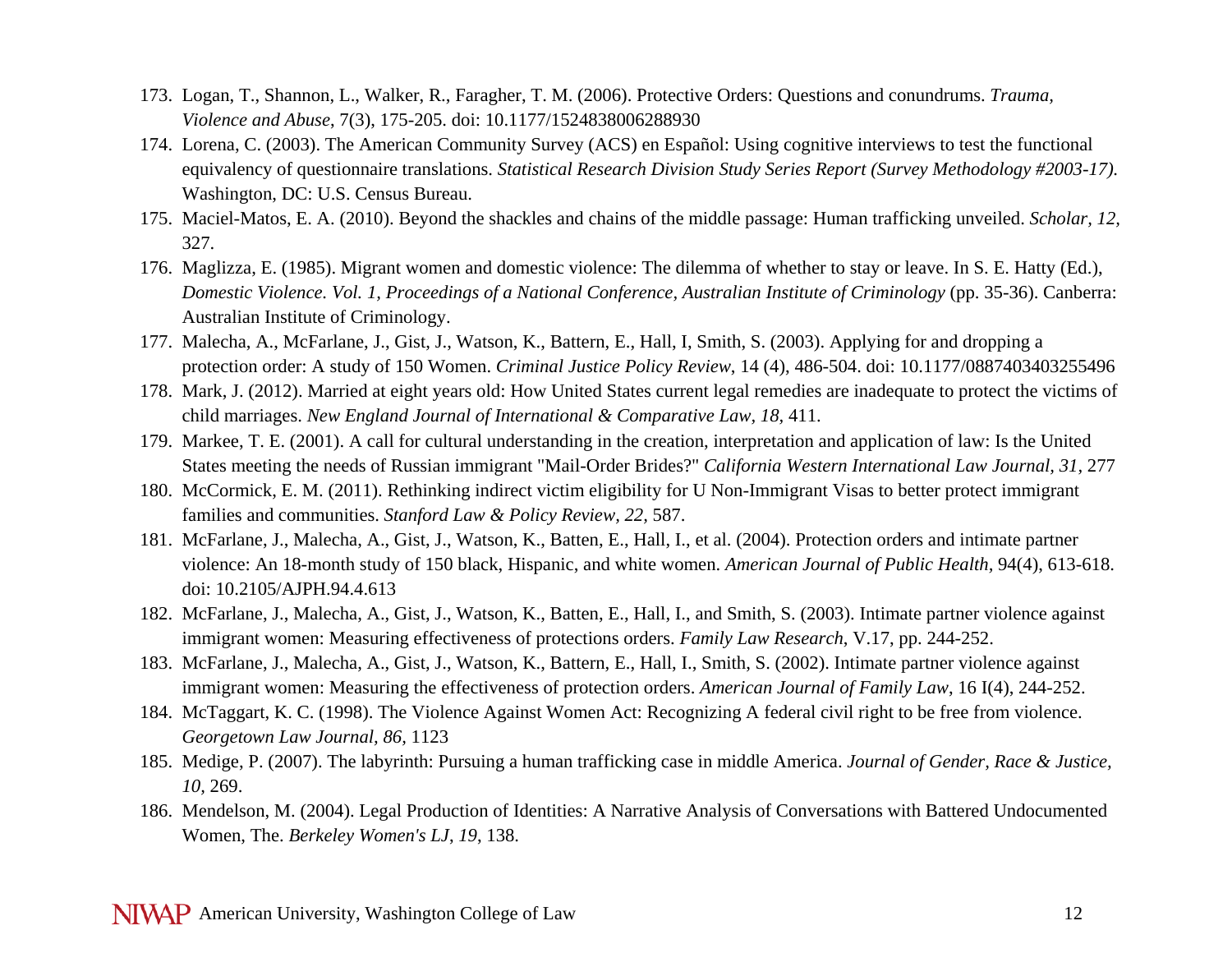173. Logan, T., Shannon, L., Walker, R., Faragher, T. M. (2006). Protective Orders: Questions and conundrums. *Trauma, Violence and Abuse*, 7(3), 175-205. doi: 10.1177/1524838006288930
174. Lorena, C. (2003). The American Community Survey (ACS) en Español: Using cognitive interviews to test the functional equivalency of questionnaire translations. *Statistical Research Division Study Series Report (Survey Methodology #2003-17).* Washington, DC: U.S. Census Bureau.
175. Maciel-Matos, E. A. (2010). Beyond the shackles and chains of the middle passage: Human trafficking unveiled. *Scholar, 12,* 327.
176. Maglizza, E. (1985). Migrant women and domestic violence: The dilemma of whether to stay or leave. In S. E. Hatty (Ed.), *Domestic Violence. Vol. 1, Proceedings of a National Conference, Australian Institute of Criminology* (pp. 35-36). Canberra: Australian Institute of Criminology.
177. Malecha, A., McFarlane, J., Gist, J., Watson, K., Battern, E., Hall, I, Smith, S. (2003). Applying for and dropping a protection order: A study of 150 Women. *Criminal Justice Policy Review*, 14 (4), 486-504. doi: 10.1177/0887403403255496
178. Mark, J. (2012). Married at eight years old: How United States current legal remedies are inadequate to protect the victims of child marriages. *New England Journal of International & Comparative Law, 18,* 411.
179. Markee, T. E. (2001). A call for cultural understanding in the creation, interpretation and application of law: Is the United States meeting the needs of Russian immigrant "Mail-Order Brides?" *California Western International Law Journal, 31,* 277
180. McCormick, E. M. (2011). Rethinking indirect victim eligibility for U Non-Immigrant Visas to better protect immigrant families and communities. *Stanford Law & Policy Review, 22,* 587.
181. McFarlane, J., Malecha, A., Gist, J., Watson, K., Batten, E., Hall, I., et al. (2004). Protection orders and intimate partner violence: An 18-month study of 150 black, Hispanic, and white women. *American Journal of Public Health*, 94(4), 613-618. doi: 10.2105/AJPH.94.4.613
182. McFarlane, J., Malecha, A., Gist, J., Watson, K., Batten, E., Hall, I., and Smith, S. (2003). Intimate partner violence against immigrant women: Measuring effectiveness of protections orders. *Family Law Research*, V.17, pp. 244-252.
183. McFarlane, J., Malecha, A., Gist, J., Watson, K., Battern, E., Hall, I., Smith, S. (2002). Intimate partner violence against immigrant women: Measuring the effectiveness of protection orders. *American Journal of Family Law*, 16 I(4), 244-252.
184. McTaggart, K. C. (1998). The Violence Against Women Act: Recognizing A federal civil right to be free from violence. *Georgetown Law Journal, 86,* 1123
185. Medige, P. (2007). The labyrinth: Pursuing a human trafficking case in middle America. *Journal of Gender, Race & Justice, 10,* 269.
186. Mendelson, M. (2004). Legal Production of Identities: A Narrative Analysis of Conversations with Battered Undocumented Women, The. *Berkeley Women's LJ, 19*, 138.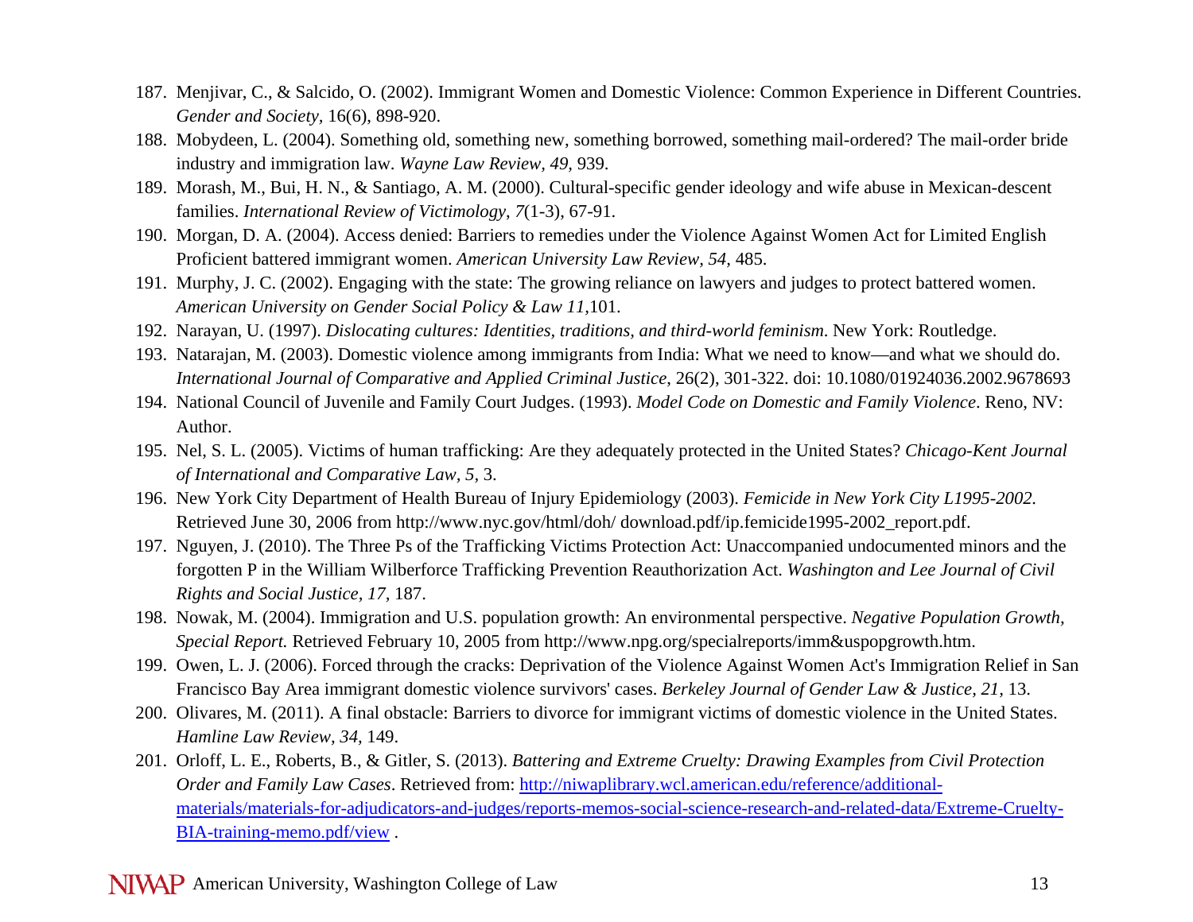187. Menjivar, C., & Salcido, O. (2002). Immigrant Women and Domestic Violence: Common Experience in Different Countries. *Gender and Society*, 16(6), 898-920.
188. Mobydeen, L. (2004). Something old, something new, something borrowed, something mail-ordered? The mail-order bride industry and immigration law. *Wayne Law Review*, *49*, 939.
189. Morash, M., Bui, H. N., & Santiago, A. M. (2000). Cultural-specific gender ideology and wife abuse in Mexican-descent families. *International Review of Victimology*, *7*(1-3), 67-91.
190. Morgan, D. A. (2004). Access denied: Barriers to remedies under the Violence Against Women Act for Limited English Proficient battered immigrant women. *American University Law Review*, *54*, 485.
191. Murphy, J. C. (2002). Engaging with the state: The growing reliance on lawyers and judges to protect battered women. *American University on Gender Social Policy & Law 11*,101.
192. Narayan, U. (1997). *Dislocating cultures: Identities, traditions, and third-world feminism*. New York: Routledge.
193. Natarajan, M. (2003). Domestic violence among immigrants from India: What we need to know—and what we should do. *International Journal of Comparative and Applied Criminal Justice*, 26(2), 301-322. doi: 10.1080/01924036.2002.9678693
194. National Council of Juvenile and Family Court Judges. (1993). *Model Code on Domestic and Family Violence*. Reno, NV: Author.
195. Nel, S. L. (2005). Victims of human trafficking: Are they adequately protected in the United States? *Chicago-Kent Journal of International and Comparative Law*, *5*, 3.
196. New York City Department of Health Bureau of Injury Epidemiology (2003). *Femicide in New York City L1995-2002*. Retrieved June 30, 2006 from http://www.nyc.gov/html/doh/ download.pdf/ip.femicide1995-2002_report.pdf.
197. Nguyen, J. (2010). The Three Ps of the Trafficking Victims Protection Act: Unaccompanied undocumented minors and the forgotten P in the William Wilberforce Trafficking Prevention Reauthorization Act. *Washington and Lee Journal of Civil Rights and Social Justice*, *17*, 187.
198. Nowak, M. (2004). Immigration and U.S. population growth: An environmental perspective. *Negative Population Growth, Special Report.* Retrieved February 10, 2005 from http://www.npg.org/specialreports/imm&uspopgrowth.htm.
199. Owen, L. J. (2006). Forced through the cracks: Deprivation of the Violence Against Women Act's Immigration Relief in San Francisco Bay Area immigrant domestic violence survivors' cases. *Berkeley Journal of Gender Law & Justice*, *21*, 13.
200. Olivares, M. (2011). A final obstacle: Barriers to divorce for immigrant victims of domestic violence in the United States. *Hamline Law Review*, *34*, 149.
201. Orloff, L. E., Roberts, B., & Gitler, S. (2013). *Battering and Extreme Cruelty: Drawing Examples from Civil Protection Order and Family Law Cases*. Retrieved from: [http://niwaplibrary.wcl.american.edu/reference/additional-materials/materials-for-adjudicators-and-judges/reports-memos-social-science-research-and-related-data/Extreme-Cruelty-BIA-training-memo.pdf/view](http://niwaplibrary.wcl.american.edu/reference/additional-materials/materials-for-adjudicators-and-judges/reports-memos-social-science-research-and-related-data/Extreme-Cruelty-BIA-training-memo.pdf/view) .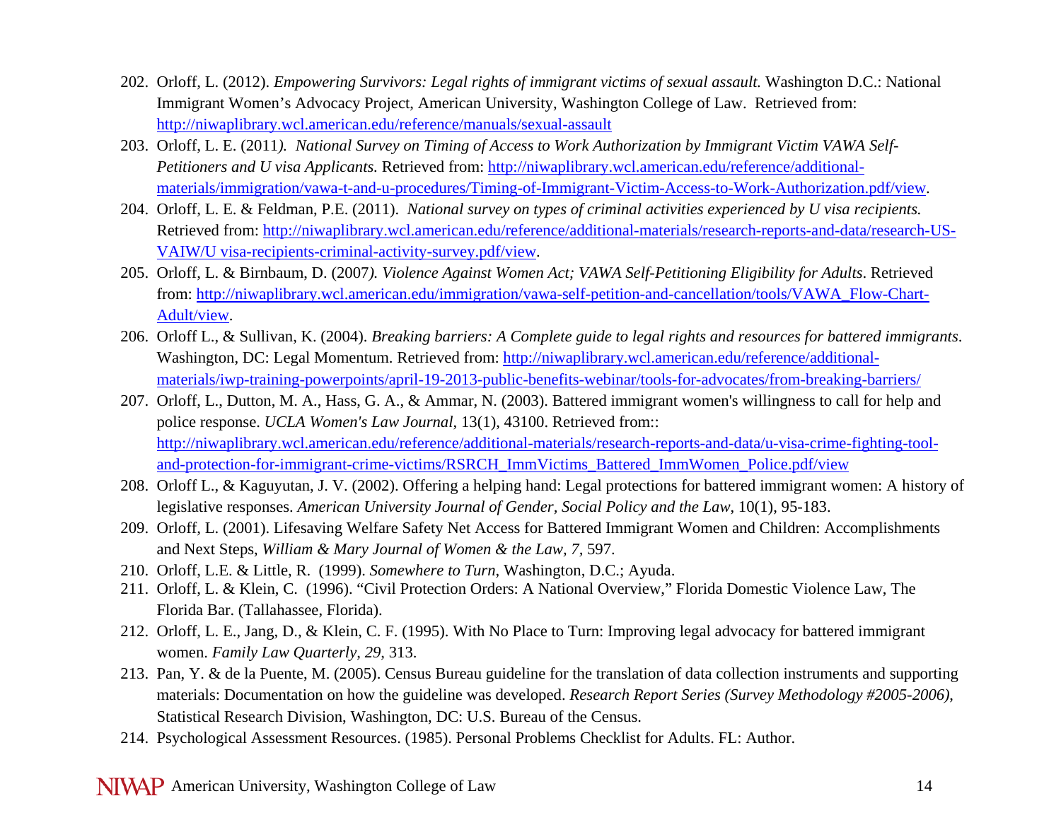202. Orloff, L. (2012). *Empowering Survivors: Legal rights of immigrant victims of sexual assault.* Washington D.C.: National Immigrant Women's Advocacy Project, American University, Washington College of Law. Retrieved from: http://niwaplibrary.wcl.american.edu/reference/manuals/sexual-assault
203. Orloff, L. E. (2011*). National Survey on Timing of Access to Work Authorization by Immigrant Victim VAWA Self-Petitioners and U visa Applicants.* Retrieved from: http://niwaplibrary.wcl.american.edu/reference/additional-materials/immigration/vawa-t-and-u-procedures/Timing-of-Immigrant-Victim-Access-to-Work-Authorization.pdf/view.
204. Orloff, L. E. & Feldman, P.E. (2011). *National survey on types of criminal activities experienced by U visa recipients.* Retrieved from: http://niwaplibrary.wcl.american.edu/reference/additional-materials/research-reports-and-data/research-US-VAIW/U visa-recipients-criminal-activity-survey.pdf/view.
205. Orloff, L. & Birnbaum, D. (2007*). Violence Against Women Act; VAWA Self-Petitioning Eligibility for Adults*. Retrieved from: http://niwaplibrary.wcl.american.edu/immigration/vawa-self-petition-and-cancellation/tools/VAWA_Flow-Chart-Adult/view.
206. Orloff L., & Sullivan, K. (2004). *Breaking barriers: A Complete guide to legal rights and resources for battered immigrants*. Washington, DC: Legal Momentum. Retrieved from: http://niwaplibrary.wcl.american.edu/reference/additional-materials/iwp-training-powerpoints/april-19-2013-public-benefits-webinar/tools-for-advocates/from-breaking-barriers/
207. Orloff, L., Dutton, M. A., Hass, G. A., & Ammar, N. (2003). Battered immigrant women's willingness to call for help and police response. *UCLA Women's Law Journal*, 13(1), 43100. Retrieved from:: http://niwaplibrary.wcl.american.edu/reference/additional-materials/research-reports-and-data/u-visa-crime-fighting-tool-and-protection-for-immigrant-crime-victims/RSRCH_ImmVictims_Battered_ImmWomen_Police.pdf/view
208. Orloff L., & Kaguyutan, J. V. (2002). Offering a helping hand: Legal protections for battered immigrant women: A history of legislative responses. *American University Journal of Gender, Social Policy and the Law*, 10(1), 95-183.
209. Orloff, L. (2001). Lifesaving Welfare Safety Net Access for Battered Immigrant Women and Children: Accomplishments and Next Steps, *William & Mary Journal of Women & the Law, 7,* 597.
210. Orloff, L.E. & Little, R. (1999). *Somewhere to Turn*, Washington, D.C.; Ayuda.
211. Orloff, L. & Klein, C. (1996). "Civil Protection Orders: A National Overview," Florida Domestic Violence Law, The Florida Bar. (Tallahassee, Florida).
212. Orloff, L. E., Jang, D., & Klein, C. F. (1995). With No Place to Turn: Improving legal advocacy for battered immigrant women. *Family Law Quarterly, 29,* 313.
213. Pan, Y. & de la Puente, M. (2005). Census Bureau guideline for the translation of data collection instruments and supporting materials: Documentation on how the guideline was developed. *Research Report Series (Survey Methodology #2005-2006)*, Statistical Research Division, Washington, DC: U.S. Bureau of the Census.
214. Psychological Assessment Resources. (1985). Personal Problems Checklist for Adults. FL: Author.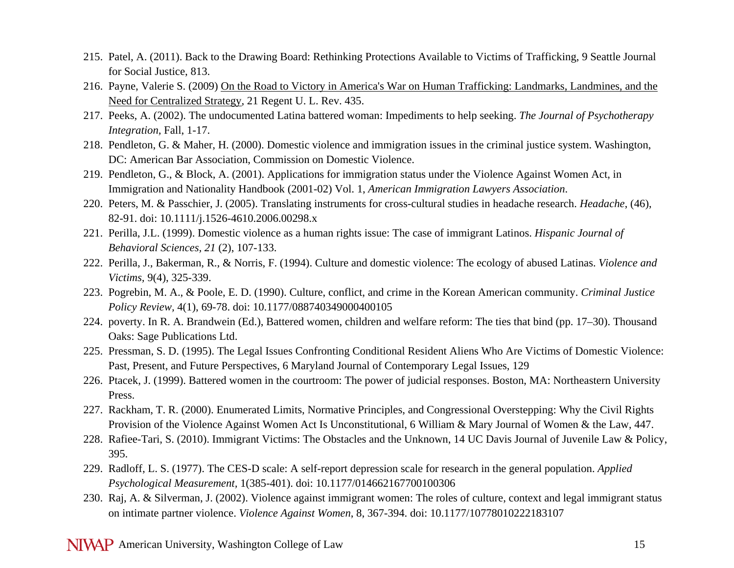215. Patel, A. (2011). Back to the Drawing Board: Rethinking Protections Available to Victims of Trafficking, 9 Seattle Journal for Social Justice, 813.
216. Payne, Valerie S. (2009) On the Road to Victory in America's War on Human Trafficking: Landmarks, Landmines, and the Need for Centralized Strategy, 21 Regent U. L. Rev. 435.
217. Peeks, A. (2002). The undocumented Latina battered woman: Impediments to help seeking. *The Journal of Psychotherapy Integration*, Fall, 1-17.
218. Pendleton, G. & Maher, H. (2000). Domestic violence and immigration issues in the criminal justice system. Washington, DC: American Bar Association, Commission on Domestic Violence.
219. Pendleton, G., & Block, A. (2001). Applications for immigration status under the Violence Against Women Act, in Immigration and Nationality Handbook (2001-02) Vol. 1, *American Immigration Lawyers Association*.
220. Peters, M. & Passchier, J. (2005). Translating instruments for cross-cultural studies in headache research. *Headache*, (46), 82-91. doi: 10.1111/j.1526-4610.2006.00298.x
221. Perilla, J.L. (1999). Domestic violence as a human rights issue: The case of immigrant Latinos. *Hispanic Journal of Behavioral Sciences, 21* (2), 107-133.
222. Perilla, J., Bakerman, R., & Norris, F. (1994). Culture and domestic violence: The ecology of abused Latinas. *Violence and Victims*, 9(4), 325-339.
223. Pogrebin, M. A., & Poole, E. D. (1990). Culture, conflict, and crime in the Korean American community. *Criminal Justice Policy Review,* 4(1), 69-78. doi: 10.1177/088740349000400105
224. poverty. In R. A. Brandwein (Ed.), Battered women, children and welfare reform: The ties that bind (pp. 17–30). Thousand Oaks: Sage Publications Ltd.
225. Pressman, S. D. (1995). The Legal Issues Confronting Conditional Resident Aliens Who Are Victims of Domestic Violence: Past, Present, and Future Perspectives, 6 Maryland Journal of Contemporary Legal Issues, 129
226. Ptacek, J. (1999). Battered women in the courtroom: The power of judicial responses. Boston, MA: Northeastern University Press.
227. Rackham, T. R. (2000). Enumerated Limits, Normative Principles, and Congressional Overstepping: Why the Civil Rights Provision of the Violence Against Women Act Is Unconstitutional, 6 William & Mary Journal of Women & the Law, 447.
228. Rafiee-Tari, S. (2010). Immigrant Victims: The Obstacles and the Unknown, 14 UC Davis Journal of Juvenile Law & Policy, 395.
229. Radloff, L. S. (1977). The CES-D scale: A self-report depression scale for research in the general population. *Applied Psychological Measurement,* 1(385-401). doi: 10.1177/014662167700100306
230. Raj, A. & Silverman, J. (2002). Violence against immigrant women: The roles of culture, context and legal immigrant status on intimate partner violence. *Violence Against Women*, 8, 367-394. doi: 10.1177/10778010222183107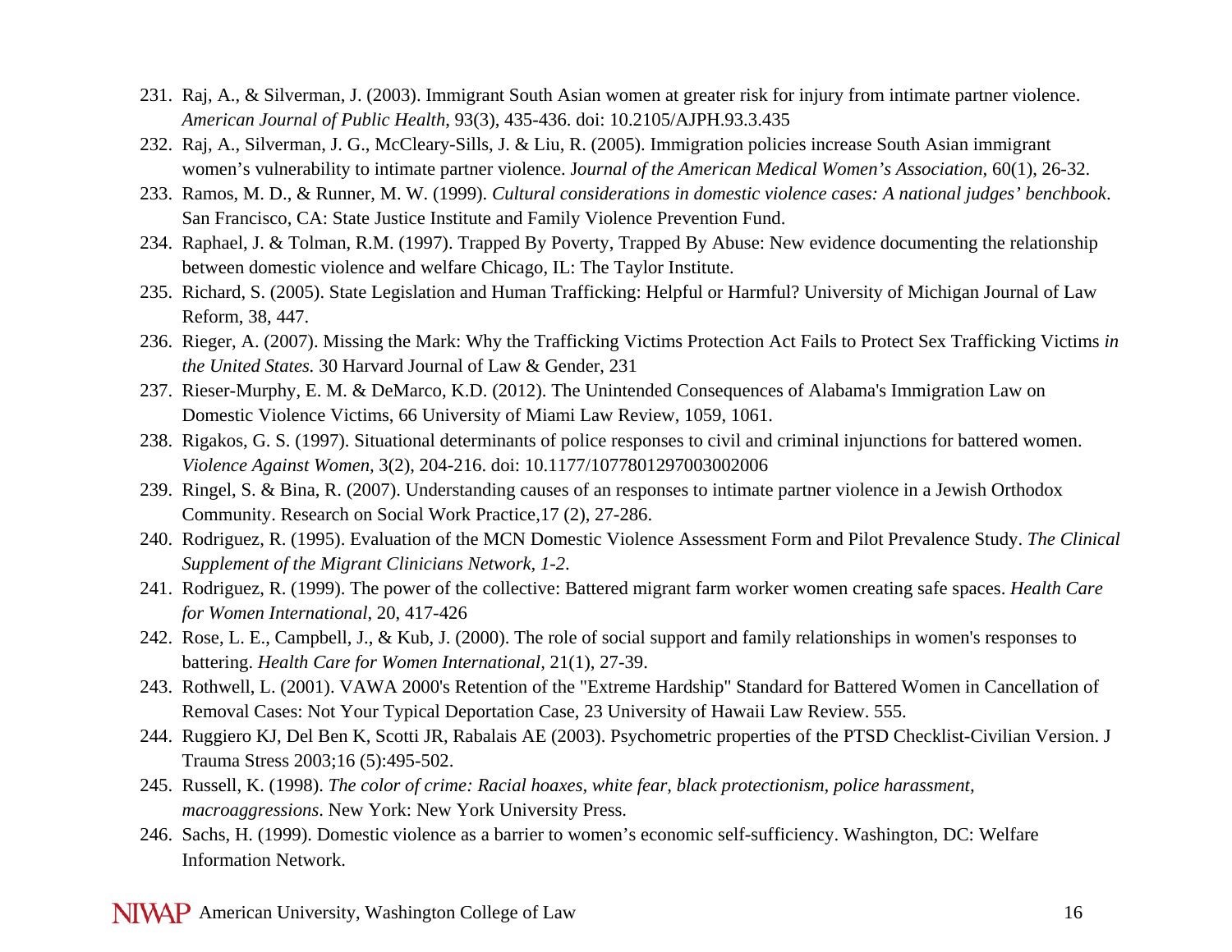231. Raj, A., & Silverman, J. (2003). Immigrant South Asian women at greater risk for injury from intimate partner violence. *American Journal of Public Health*, 93(3), 435-436. doi: 10.2105/AJPH.93.3.435
232. Raj, A., Silverman, J. G., McCleary-Sills, J. & Liu, R. (2005). Immigration policies increase South Asian immigrant women's vulnerability to intimate partner violence. J*ournal of the American Medical Women's Association*, 60(1), 26-32.
233. Ramos, M. D., & Runner, M. W. (1999). *Cultural considerations in domestic violence cases: A national judges' benchbook*. San Francisco, CA: State Justice Institute and Family Violence Prevention Fund.
234. Raphael, J. & Tolman, R.M. (1997). Trapped By Poverty, Trapped By Abuse: New evidence documenting the relationship between domestic violence and welfare Chicago, IL: The Taylor Institute.
235. Richard, S. (2005). State Legislation and Human Trafficking: Helpful or Harmful? University of Michigan Journal of Law Reform, 38, 447.
236. Rieger, A. (2007). Missing the Mark: Why the Trafficking Victims Protection Act Fails to Protect Sex Trafficking Victims *in the United States.* 30 Harvard Journal of Law & Gender, 231
237. Rieser-Murphy, E. M. & DeMarco, K.D. (2012). The Unintended Consequences of Alabama's Immigration Law on Domestic Violence Victims, 66 University of Miami Law Review, 1059, 1061.
238. Rigakos, G. S. (1997). Situational determinants of police responses to civil and criminal injunctions for battered women. *Violence Against Women,* 3(2), 204-216. doi: 10.1177/1077801297003002006
239. Ringel, S. & Bina, R. (2007). Understanding causes of an responses to intimate partner violence in a Jewish Orthodox Community. Research on Social Work Practice,17 (2), 27-286.
240. Rodriguez, R. (1995). Evaluation of the MCN Domestic Violence Assessment Form and Pilot Prevalence Study. *The Clinical Supplement of the Migrant Clinicians Network, 1-2*.
241. Rodriguez, R. (1999). The power of the collective: Battered migrant farm worker women creating safe spaces. *Health Care for Women International*, 20, 417-426
242. Rose, L. E., Campbell, J., & Kub, J. (2000). The role of social support and family relationships in women's responses to battering. *Health Care for Women International,* 21(1), 27-39.
243. Rothwell, L. (2001). VAWA 2000's Retention of the "Extreme Hardship" Standard for Battered Women in Cancellation of Removal Cases: Not Your Typical Deportation Case, 23 University of Hawaii Law Review. 555.
244. Ruggiero KJ, Del Ben K, Scotti JR, Rabalais AE (2003). Psychometric properties of the PTSD Checklist-Civilian Version. J Trauma Stress 2003;16 (5):495-502.
245. Russell, K. (1998). *The color of crime: Racial hoaxes, white fear, black protectionism, police harassment, macroaggressions*. New York: New York University Press.
246. Sachs, H. (1999). Domestic violence as a barrier to women's economic self-sufficiency. Washington, DC: Welfare Information Network.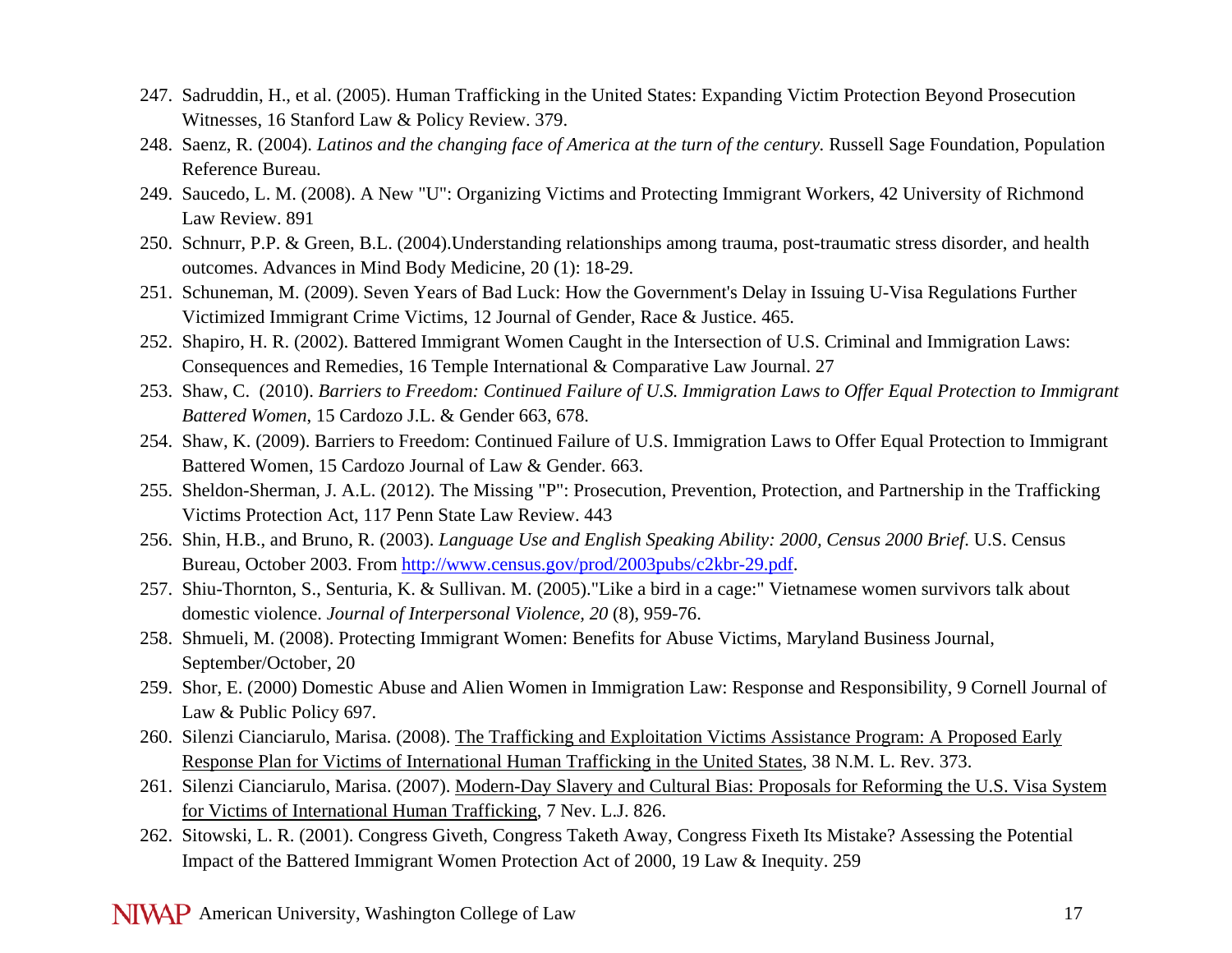247. Sadruddin, H., et al. (2005). Human Trafficking in the United States: Expanding Victim Protection Beyond Prosecution Witnesses, 16 Stanford Law & Policy Review. 379.
248. Saenz, R. (2004). *Latinos and the changing face of America at the turn of the century.* Russell Sage Foundation, Population Reference Bureau.
249. Saucedo, L. M. (2008). A New "U": Organizing Victims and Protecting Immigrant Workers, 42 University of Richmond Law Review. 891
250. Schnurr, P.P. & Green, B.L. (2004).Understanding relationships among trauma, post-traumatic stress disorder, and health outcomes. Advances in Mind Body Medicine, 20 (1): 18-29.
251. Schuneman, M. (2009). Seven Years of Bad Luck: How the Government's Delay in Issuing U-Visa Regulations Further Victimized Immigrant Crime Victims, 12 Journal of Gender, Race & Justice. 465.
252. Shapiro, H. R. (2002). Battered Immigrant Women Caught in the Intersection of U.S. Criminal and Immigration Laws: Consequences and Remedies, 16 Temple International & Comparative Law Journal. 27
253. Shaw, C. (2010). *Barriers to Freedom: Continued Failure of U.S. Immigration Laws to Offer Equal Protection to Immigrant Battered Women*, 15 Cardozo J.L. & Gender 663, 678.
254. Shaw, K. (2009). Barriers to Freedom: Continued Failure of U.S. Immigration Laws to Offer Equal Protection to Immigrant Battered Women, 15 Cardozo Journal of Law & Gender. 663.
255. Sheldon-Sherman, J. A.L. (2012). The Missing "P": Prosecution, Prevention, Protection, and Partnership in the Trafficking Victims Protection Act, 117 Penn State Law Review. 443
256. Shin, H.B., and Bruno, R. (2003). *Language Use and English Speaking Ability: 2000, Census 2000 Brief*. U.S. Census Bureau, October 2003. From http://www.census.gov/prod/2003pubs/c2kbr-29.pdf.
257. Shiu-Thornton, S., Senturia, K. & Sullivan. M. (2005)."Like a bird in a cage:" Vietnamese women survivors talk about domestic violence. *Journal of Interpersonal Violence, 20* (8), 959-76.
258. Shmueli, M. (2008). Protecting Immigrant Women: Benefits for Abuse Victims, Maryland Business Journal, September/October, 20
259. Shor, E. (2000) Domestic Abuse and Alien Women in Immigration Law: Response and Responsibility, 9 Cornell Journal of Law & Public Policy 697.
260. Silenzi Cianciarulo, Marisa. (2008). The Trafficking and Exploitation Victims Assistance Program: A Proposed Early Response Plan for Victims of International Human Trafficking in the United States, 38 N.M. L. Rev. 373.
261. Silenzi Cianciarulo, Marisa. (2007). Modern-Day Slavery and Cultural Bias: Proposals for Reforming the U.S. Visa System for Victims of International Human Trafficking, 7 Nev. L.J. 826.
262. Sitowski, L. R. (2001). Congress Giveth, Congress Taketh Away, Congress Fixeth Its Mistake? Assessing the Potential Impact of the Battered Immigrant Women Protection Act of 2000, 19 Law & Inequity. 259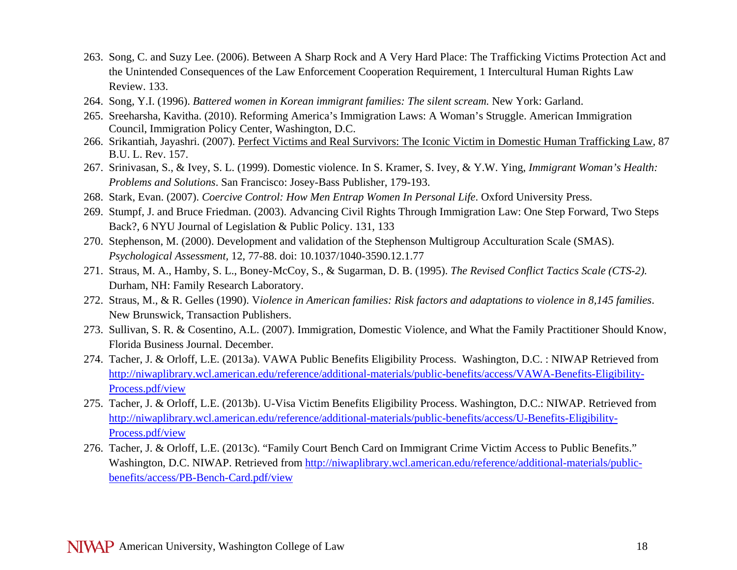263. Song, C. and Suzy Lee. (2006). Between A Sharp Rock and A Very Hard Place: The Trafficking Victims Protection Act and the Unintended Consequences of the Law Enforcement Cooperation Requirement, 1 Intercultural Human Rights Law Review. 133.
264. Song, Y.I. (1996). *Battered women in Korean immigrant families: The silent scream.* New York: Garland.
265. Sreeharsha, Kavitha. (2010). Reforming America's Immigration Laws: A Woman's Struggle. American Immigration Council, Immigration Policy Center, Washington, D.C.
266. Srikantiah, Jayashri. (2007). Perfect Victims and Real Survivors: The Iconic Victim in Domestic Human Trafficking Law, 87 B.U. L. Rev. 157.
267. Srinivasan, S., & Ivey, S. L. (1999). Domestic violence. In S. Kramer, S. Ivey, & Y.W. Ying, *Immigrant Woman's Health: Problems and Solutions*. San Francisco: Josey-Bass Publisher, 179-193.
268. Stark, Evan. (2007). *Coercive Control: How Men Entrap Women In Personal Life*. Oxford University Press.
269. Stumpf, J. and Bruce Friedman. (2003). Advancing Civil Rights Through Immigration Law: One Step Forward, Two Steps Back?, 6 NYU Journal of Legislation & Public Policy. 131, 133
270. Stephenson, M. (2000). Development and validation of the Stephenson Multigroup Acculturation Scale (SMAS). *Psychological Assessment*, 12, 77-88. doi: 10.1037/1040-3590.12.1.77
271. Straus, M. A., Hamby, S. L., Boney-McCoy, S., & Sugarman, D. B. (1995). *The Revised Conflict Tactics Scale (CTS-2).* Durham, NH: Family Research Laboratory.
272. Straus, M., & R. Gelles (1990). V*iolence in American families: Risk factors and adaptations to violence in 8,145 families*. New Brunswick, Transaction Publishers.
273. Sullivan, S. R. & Cosentino, A.L. (2007). Immigration, Domestic Violence, and What the Family Practitioner Should Know, Florida Business Journal. December.
274. Tacher, J. & Orloff, L.E. (2013a). VAWA Public Benefits Eligibility Process. Washington, D.C. : NIWAP Retrieved from http://niwaplibrary.wcl.american.edu/reference/additional-materials/public-benefits/access/VAWA-Benefits-Eligibility-Process.pdf/view
275. Tacher, J. & Orloff, L.E. (2013b). U-Visa Victim Benefits Eligibility Process. Washington, D.C.: NIWAP. Retrieved from http://niwaplibrary.wcl.american.edu/reference/additional-materials/public-benefits/access/U-Benefits-Eligibility-Process.pdf/view
276. Tacher, J. & Orloff, L.E. (2013c). "Family Court Bench Card on Immigrant Crime Victim Access to Public Benefits." Washington, D.C. NIWAP. Retrieved from http://niwaplibrary.wcl.american.edu/reference/additional-materials/public-benefits/access/PB-Bench-Card.pdf/view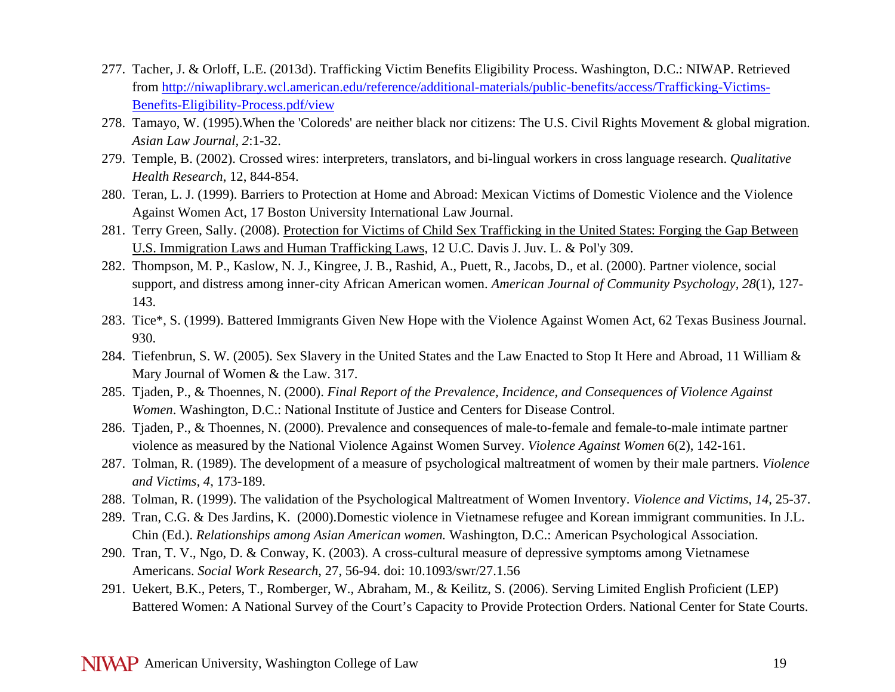277. Tacher, J. & Orloff, L.E. (2013d). Trafficking Victim Benefits Eligibility Process. Washington, D.C.: NIWAP. Retrieved from [http://niwaplibrary.wcl.american.edu/reference/additional-materials/public-benefits/access/Trafficking-Victims-Benefits-Eligibility-Process.pdf/view](http://niwaplibrary.wcl.american.edu/reference/additional-materials/public-benefits/access/Trafficking-Victims-Benefits-Eligibility-Process.pdf/view)
278. Tamayo, W. (1995).When the 'Coloreds' are neither black nor citizens: The U.S. Civil Rights Movement & global migration. *Asian Law Journal*, *2*:1-32.
279. Temple, B. (2002). Crossed wires: interpreters, translators, and bi-lingual workers in cross language research. *Qualitative Health Research*, 12, 844-854.
280. Teran, L. J. (1999). Barriers to Protection at Home and Abroad: Mexican Victims of Domestic Violence and the Violence Against Women Act, 17 Boston University International Law Journal.
281. Terry Green, Sally. (2008). <u>Protection for Victims of Child Sex Trafficking in the United States: Forging the Gap Between U.S. Immigration Laws and Human Trafficking Laws</u>, 12 U.C. Davis J. Juv. L. & Pol'y 309.
282. Thompson, M. P., Kaslow, N. J., Kingree, J. B., Rashid, A., Puett, R., Jacobs, D., et al. (2000). Partner violence, social support, and distress among inner-city African American women. *American Journal of Community Psychology*, *28*(1), 127-143.
283. Tice*, S. (1999). Battered Immigrants Given New Hope with the Violence Against Women Act, 62 Texas Business Journal. 930.
284. Tiefenbrun, S. W. (2005). Sex Slavery in the United States and the Law Enacted to Stop It Here and Abroad, 11 William & Mary Journal of Women & the Law. 317.
285. Tjaden, P., & Thoennes, N. (2000). *Final Report of the Prevalence, Incidence, and Consequences of Violence Against Women*. Washington, D.C.: National Institute of Justice and Centers for Disease Control.
286. Tjaden, P., & Thoennes, N. (2000). Prevalence and consequences of male-to-female and female-to-male intimate partner violence as measured by the National Violence Against Women Survey. *Violence Against Women* 6(2), 142-161.
287. Tolman, R. (1989). The development of a measure of psychological maltreatment of women by their male partners. *Violence and Victims, 4*, 173-189.
288. Tolman, R. (1999). The validation of the Psychological Maltreatment of Women Inventory. *Violence and Victims, 14*, 25-37.
289. Tran, C.G. & Des Jardins, K. (2000).Domestic violence in Vietnamese refugee and Korean immigrant communities. In J.L. Chin (Ed.). *Relationships among Asian American women.* Washington, D.C.: American Psychological Association.
290. Tran, T. V., Ngo, D. & Conway, K. (2003). A cross-cultural measure of depressive symptoms among Vietnamese Americans. *Social Work Research*, 27, 56-94. doi: 10.1093/swr/27.1.56
291. Uekert, B.K., Peters, T., Romberger, W., Abraham, M., & Keilitz, S. (2006). Serving Limited English Proficient (LEP) Battered Women: A National Survey of the Court's Capacity to Provide Protection Orders. National Center for State Courts.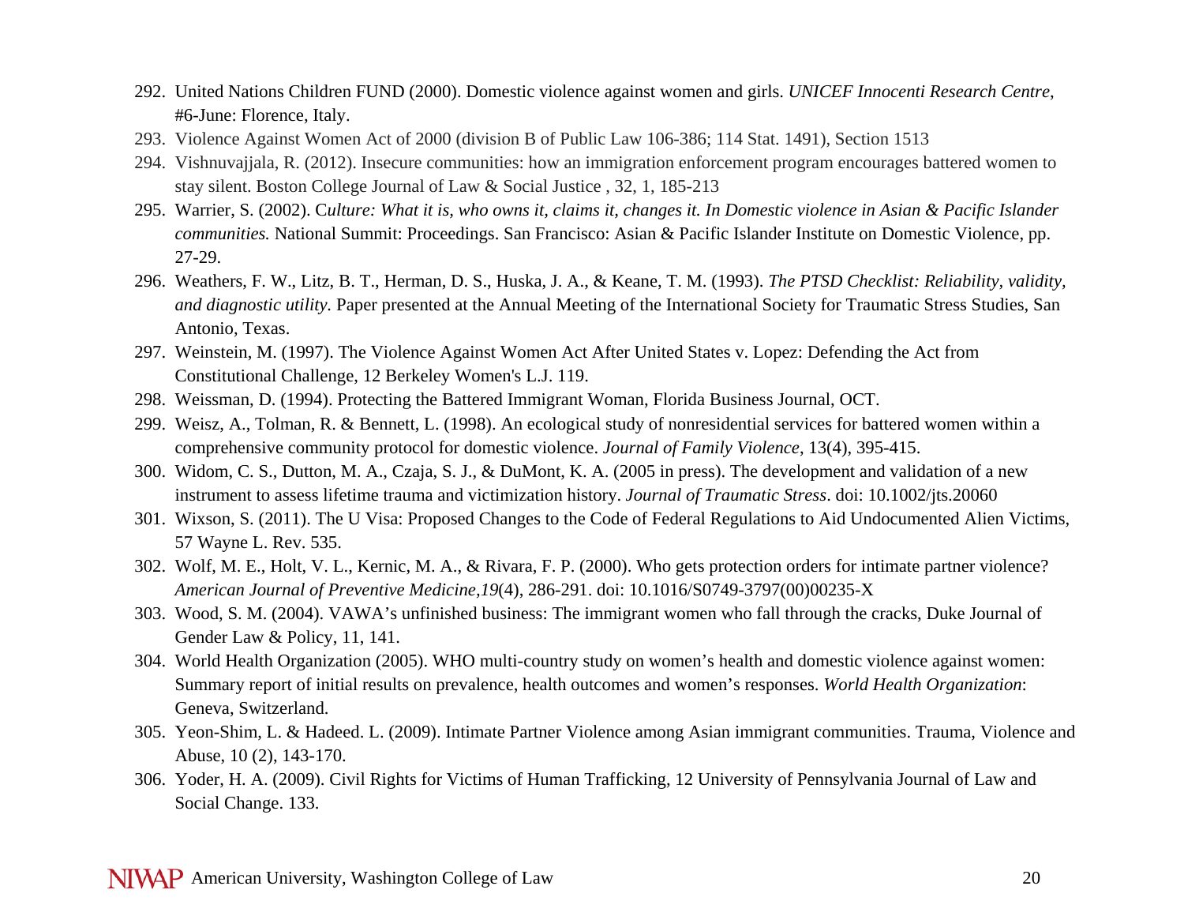292. United Nations Children FUND (2000). Domestic violence against women and girls. *UNICEF Innocenti Research Centre*, #6-June: Florence, Italy.
293. Violence Against Women Act of 2000 (division B of Public Law 106-386; 114 Stat. 1491), Section 1513
294. Vishnuvajjala, R. (2012). Insecure communities: how an immigration enforcement program encourages battered women to stay silent. Boston College Journal of Law & Social Justice , 32, 1, 185-213
295. Warrier, S. (2002). C*ulture: What it is, who owns it, claims it, changes it. In Domestic violence in Asian & Pacific Islander communities.* National Summit: Proceedings. San Francisco: Asian & Pacific Islander Institute on Domestic Violence, pp. 27-29.
296. Weathers, F. W., Litz, B. T., Herman, D. S., Huska, J. A., & Keane, T. M. (1993). *The PTSD Checklist: Reliability, validity, and diagnostic utility*. Paper presented at the Annual Meeting of the International Society for Traumatic Stress Studies, San Antonio, Texas.
297. Weinstein, M. (1997). The Violence Against Women Act After United States v. Lopez: Defending the Act from Constitutional Challenge, 12 Berkeley Women's L.J. 119.
298. Weissman, D. (1994). Protecting the Battered Immigrant Woman, Florida Business Journal, OCT.
299. Weisz, A., Tolman, R. & Bennett, L. (1998). An ecological study of nonresidential services for battered women within a comprehensive community protocol for domestic violence. *Journal of Family Violence*, 13(4), 395-415.
300. Widom, C. S., Dutton, M. A., Czaja, S. J., & DuMont, K. A. (2005 in press). The development and validation of a new instrument to assess lifetime trauma and victimization history. *Journal of Traumatic Stress*. doi: 10.1002/jts.20060
301. Wixson, S. (2011). The U Visa: Proposed Changes to the Code of Federal Regulations to Aid Undocumented Alien Victims, 57 Wayne L. Rev. 535.
302. Wolf, M. E., Holt, V. L., Kernic, M. A., & Rivara, F. P. (2000). Who gets protection orders for intimate partner violence? *American Journal of Preventive Medicine,19*(4), 286-291. doi: 10.1016/S0749-3797(00)00235-X
303. Wood, S. M. (2004). VAWA's unfinished business: The immigrant women who fall through the cracks, Duke Journal of Gender Law & Policy, 11, 141.
304. World Health Organization (2005). WHO multi-country study on women's health and domestic violence against women: Summary report of initial results on prevalence, health outcomes and women's responses. *World Health Organization*: Geneva, Switzerland.
305. Yeon-Shim, L. & Hadeed. L. (2009). Intimate Partner Violence among Asian immigrant communities. Trauma, Violence and Abuse, 10 (2), 143-170.
306. Yoder, H. A. (2009). Civil Rights for Victims of Human Trafficking, 12 University of Pennsylvania Journal of Law and Social Change. 133.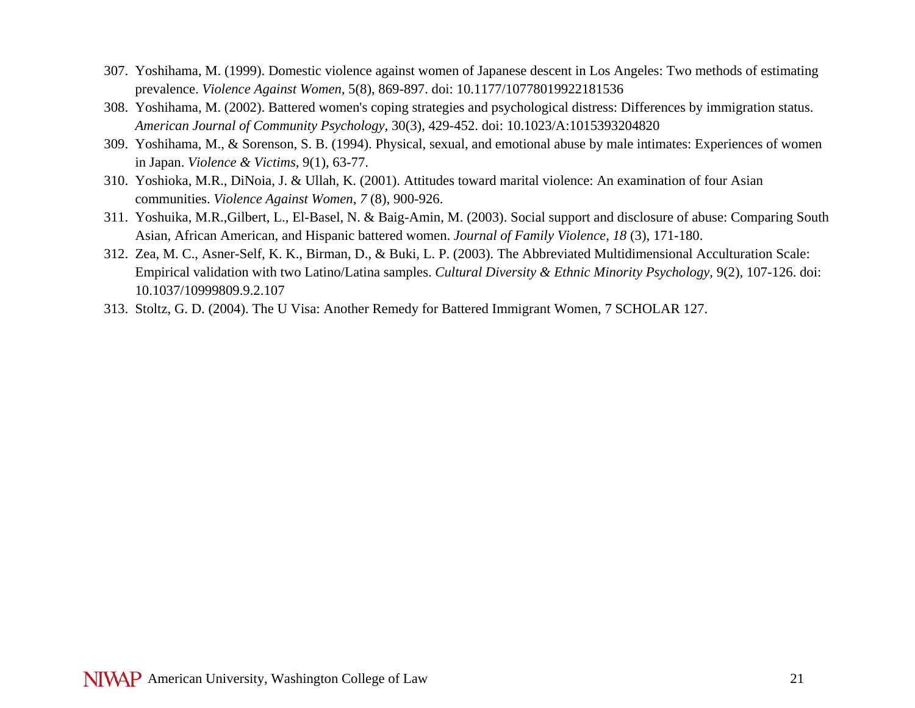307. Yoshihama, M. (1999). Domestic violence against women of Japanese descent in Los Angeles: Two methods of estimating prevalence. *Violence Against Women*, 5(8), 869-897. doi: 10.1177/10778019922181536
308. Yoshihama, M. (2002). Battered women's coping strategies and psychological distress: Differences by immigration status. *American Journal of Community Psychology*, 30(3), 429-452. doi: 10.1023/A:1015393204820
309. Yoshihama, M., & Sorenson, S. B. (1994). Physical, sexual, and emotional abuse by male intimates: Experiences of women in Japan. *Violence & Victims*, 9(1), 63-77.
310. Yoshioka, M.R., DiNoia, J. & Ullah, K. (2001). Attitudes toward marital violence: An examination of four Asian communities. *Violence Against Women, 7* (8), 900-926.
311. Yoshuika, M.R.,Gilbert, L., El-Basel, N. & Baig-Amin, M. (2003). Social support and disclosure of abuse: Comparing South Asian, African American, and Hispanic battered women. *Journal of Family Violence, 18* (3), 171-180.
312. Zea, M. C., Asner-Self, K. K., Birman, D., & Buki, L. P. (2003). The Abbreviated Multidimensional Acculturation Scale: Empirical validation with two Latino/Latina samples. *Cultural Diversity & Ethnic Minority Psychology*, 9(2), 107-126. doi: 10.1037/10999809.9.2.107
313. Stoltz, G. D. (2004). The U Visa: Another Remedy for Battered Immigrant Women, 7 SCHOLAR 127.